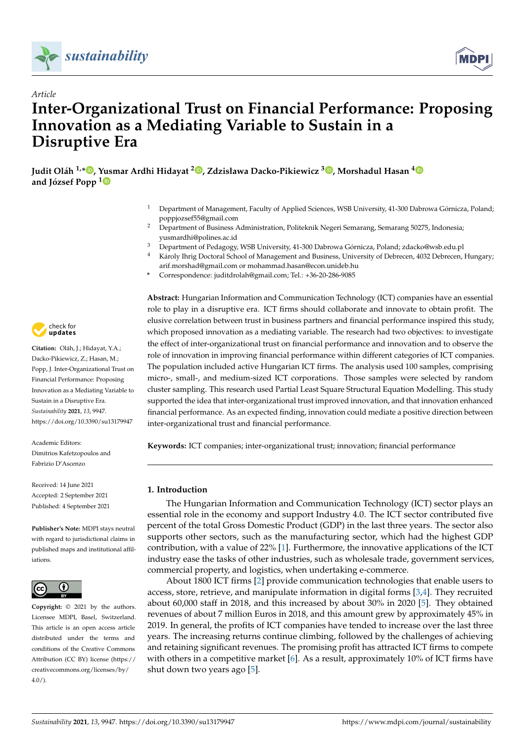*Article*

# Inter-Organizational Trust on Financial Performance: Proposing Innovation as a Mediating Variable to Sustain in a Disruptive Era

**Judit Oláh [1,*], Yusmar Ardhi Hidayat [2], Zdzisława Dacko-Pikiewicz [3], Morshadul Hasan [4] and József Popp [1]**

[1] Department of Management, Faculty of Applied Sciences, WSB University, 41-300 Dabrowa Górnicza, Poland; poppjozsef55@gmail.com

[2] Department of Business Administration, Politeknik Negeri Semarang, Semarang 50275, Indonesia; yusmardhi@polines.ac.id

[3] Department of Pedagogy, WSB University, 41-300 Dabrowa Górnicza, Poland; zdacko@wsb.edu.pl

[4] Károly Ihrig Doctoral School of Management and Business, University of Debrecen, 4032 Debrecen, Hungary; arif.morshad@gmail.com or mohammad.hasan@econ.unideb.hu

\* Correspondence: juditdrolah@gmail.com; Tel.: +36-20-286-9085

**Citation:** Oláh, J.; Hidayat, Y.A.; Dacko-Pikiewicz, Z.; Hasan, M.; Popp, J. Inter-Organizational Trust on Financial Performance: Proposing Innovation as a Mediating Variable to Sustain in a Disruptive Era. *Sustainability* **2021**, *13*, 9947. https://doi.org/10.3390/su13179947

Academic Editors: Dimitrios Kafetzopoulos and Fabrizio D'Ascenzo

Received: 14 June 2021
Accepted: 2 September 2021
Published: 4 September 2021

**Publisher's Note:** MDPI stays neutral with regard to jurisdictional claims in published maps and institutional affiliations.

**Copyright:** © 2021 by the authors. Licensee MDPI, Basel, Switzerland. This article is an open access article distributed under the terms and conditions of the Creative Commons Attribution (CC BY) license (https://creativecommons.org/licenses/by/4.0/).

**Abstract:** Hungarian Information and Communication Technology (ICT) companies have an essential role to play in a disruptive era. ICT firms should collaborate and innovate to obtain profit. The elusive correlation between trust in business partners and financial performance inspired this study, which proposed innovation as a mediating variable. The research had two objectives: to investigate the effect of inter-organizational trust on financial performance and innovation and to observe the role of innovation in improving financial performance within different categories of ICT companies. The population included active Hungarian ICT firms. The analysis used 100 samples, comprising micro-, small-, and medium-sized ICT corporations. Those samples were selected by random cluster sampling. This research used Partial Least Square Structural Equation Modelling. This study supported the idea that inter-organizational trust improved innovation, and that innovation enhanced financial performance. As an expected finding, innovation could mediate a positive direction between inter-organizational trust and financial performance.

**Keywords:** ICT companies; inter-organizational trust; innovation; financial performance

## 1. Introduction

The Hungarian Information and Communication Technology (ICT) sector plays an essential role in the economy and support Industry 4.0. The ICT sector contributed five percent of the total Gross Domestic Product (GDP) in the last three years. The sector also supports other sectors, such as the manufacturing sector, which had the highest GDP contribution, with a value of 22% [1]. Furthermore, the innovative applications of the ICT industry ease the tasks of other industries, such as wholesale trade, government services, commercial property, and logistics, when undertaking e-commerce.

About 1800 ICT firms [2] provide communication technologies that enable users to access, store, retrieve, and manipulate information in digital forms [3,4]. They recruited about 60,000 staff in 2018, and this increased by about 30% in 2020 [5]. They obtained revenues of about 7 million Euros in 2018, and this amount grew by approximately 45% in 2019. In general, the profits of ICT companies have tended to increase over the last three years. The increasing returns continue climbing, followed by the challenges of achieving and retaining significant revenues. The promising profit has attracted ICT firms to compete with others in a competitive market [6]. As a result, approximately 10% of ICT firms have shut down two years ago [5].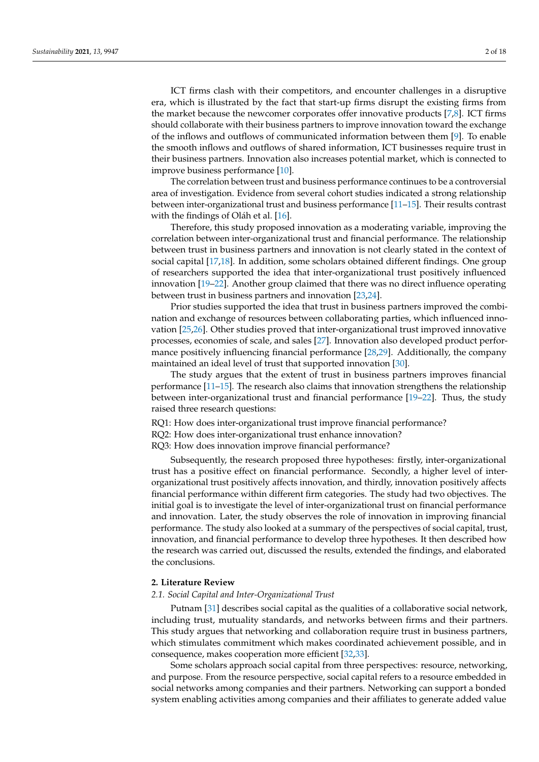ICT firms clash with their competitors, and encounter challenges in a disruptive era, which is illustrated by the fact that start-up firms disrupt the existing firms from the market because the newcomer corporates offer innovative products [7,8]. ICT firms should collaborate with their business partners to improve innovation toward the exchange of the inflows and outflows of communicated information between them [9]. To enable the smooth inflows and outflows of shared information, ICT businesses require trust in their business partners. Innovation also increases potential market, which is connected to improve business performance [10].

The correlation between trust and business performance continues to be a controversial area of investigation. Evidence from several cohort studies indicated a strong relationship between inter-organizational trust and business performance [11–15]. Their results contrast with the findings of Oláh et al. [16].

Therefore, this study proposed innovation as a moderating variable, improving the correlation between inter-organizational trust and financial performance. The relationship between trust in business partners and innovation is not clearly stated in the context of social capital [17,18]. In addition, some scholars obtained different findings. One group of researchers supported the idea that inter-organizational trust positively influenced innovation [19–22]. Another group claimed that there was no direct influence operating between trust in business partners and innovation [23,24].

Prior studies supported the idea that trust in business partners improved the combination and exchange of resources between collaborating parties, which influenced innovation [25,26]. Other studies proved that inter-organizational trust improved innovative processes, economies of scale, and sales [27]. Innovation also developed product performance positively influencing financial performance [28,29]. Additionally, the company maintained an ideal level of trust that supported innovation [30].

The study argues that the extent of trust in business partners improves financial performance [11–15]. The research also claims that innovation strengthens the relationship between inter-organizational trust and financial performance [19–22]. Thus, the study raised three research questions:

RQ1: How does inter-organizational trust improve financial performance?
RQ2: How does inter-organizational trust enhance innovation?
RQ3: How does innovation improve financial performance?

Subsequently, the research proposed three hypotheses: firstly, inter-organizational trust has a positive effect on financial performance. Secondly, a higher level of inter-organizational trust positively affects innovation, and thirdly, innovation positively affects financial performance within different firm categories. The study had two objectives. The initial goal is to investigate the level of inter-organizational trust on financial performance and innovation. Later, the study observes the role of innovation in improving financial performance. The study also looked at a summary of the perspectives of social capital, trust, innovation, and financial performance to develop three hypotheses. It then described how the research was carried out, discussed the results, extended the findings, and elaborated the conclusions.

## 2. Literature Review

### *2.1. Social Capital and Inter-Organizational Trust*

Putnam [31] describes social capital as the qualities of a collaborative social network, including trust, mutuality standards, and networks between firms and their partners. This study argues that networking and collaboration require trust in business partners, which stimulates commitment which makes coordinated achievement possible, and in consequence, makes cooperation more efficient [32,33].

Some scholars approach social capital from three perspectives: resource, networking, and purpose. From the resource perspective, social capital refers to a resource embedded in social networks among companies and their partners. Networking can support a bonded system enabling activities among companies and their affiliates to generate added value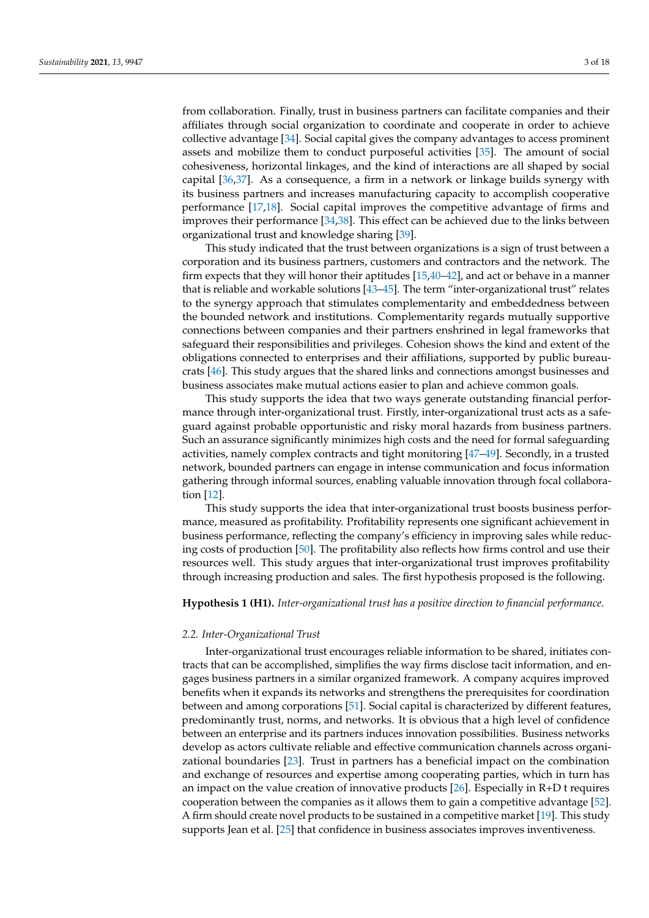from collaboration. Finally, trust in business partners can facilitate companies and their affiliates through social organization to coordinate and cooperate in order to achieve collective advantage [34]. Social capital gives the company advantages to access prominent assets and mobilize them to conduct purposeful activities [35]. The amount of social cohesiveness, horizontal linkages, and the kind of interactions are all shaped by social capital [36,37]. As a consequence, a firm in a network or linkage builds synergy with its business partners and increases manufacturing capacity to accomplish cooperative performance [17,18]. Social capital improves the competitive advantage of firms and improves their performance [34,38]. This effect can be achieved due to the links between organizational trust and knowledge sharing [39].

This study indicated that the trust between organizations is a sign of trust between a corporation and its business partners, customers and contractors and the network. The firm expects that they will honor their aptitudes [15,40–42], and act or behave in a manner that is reliable and workable solutions [43–45]. The term "inter-organizational trust" relates to the synergy approach that stimulates complementarity and embeddedness between the bounded network and institutions. Complementarity regards mutually supportive connections between companies and their partners enshrined in legal frameworks that safeguard their responsibilities and privileges. Cohesion shows the kind and extent of the obligations connected to enterprises and their affiliations, supported by public bureaucrats [46]. This study argues that the shared links and connections amongst businesses and business associates make mutual actions easier to plan and achieve common goals.

This study supports the idea that two ways generate outstanding financial performance through inter-organizational trust. Firstly, inter-organizational trust acts as a safeguard against probable opportunistic and risky moral hazards from business partners. Such an assurance significantly minimizes high costs and the need for formal safeguarding activities, namely complex contracts and tight monitoring [47–49]. Secondly, in a trusted network, bounded partners can engage in intense communication and focus information gathering through informal sources, enabling valuable innovation through focal collaboration [12].

This study supports the idea that inter-organizational trust boosts business performance, measured as profitability. Profitability represents one significant achievement in business performance, reflecting the company's efficiency in improving sales while reducing costs of production [50]. The profitability also reflects how firms control and use their resources well. This study argues that inter-organizational trust improves profitability through increasing production and sales. The first hypothesis proposed is the following.

**Hypothesis 1 (H1).** *Inter-organizational trust has a positive direction to financial performance.*

### 2.2. Inter-Organizational Trust

Inter-organizational trust encourages reliable information to be shared, initiates contracts that can be accomplished, simplifies the way firms disclose tacit information, and engages business partners in a similar organized framework. A company acquires improved benefits when it expands its networks and strengthens the prerequisites for coordination between and among corporations [51]. Social capital is characterized by different features, predominantly trust, norms, and networks. It is obvious that a high level of confidence between an enterprise and its partners induces innovation possibilities. Business networks develop as actors cultivate reliable and effective communication channels across organizational boundaries [23]. Trust in partners has a beneficial impact on the combination and exchange of resources and expertise among cooperating parties, which in turn has an impact on the value creation of innovative products [26]. Especially in R+D t requires cooperation between the companies as it allows them to gain a competitive advantage [52]. A firm should create novel products to be sustained in a competitive market [19]. This study supports Jean et al. [25] that confidence in business associates improves inventiveness.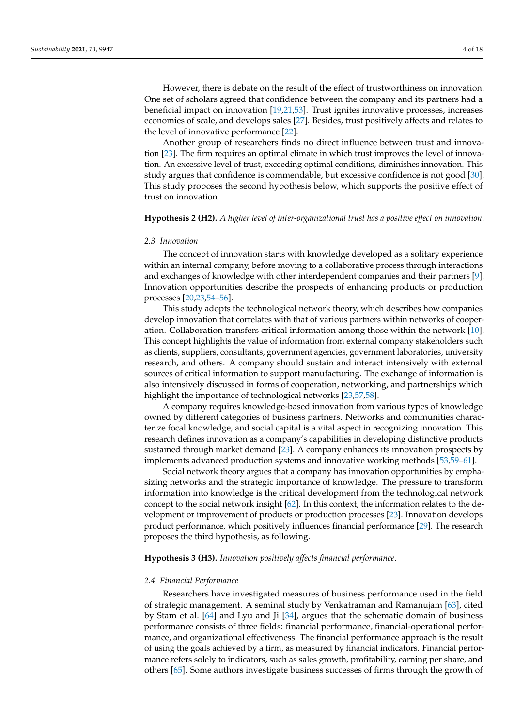However, there is debate on the result of the effect of trustworthiness on innovation. One set of scholars agreed that confidence between the company and its partners had a beneficial impact on innovation [19,21,53]. Trust ignites innovative processes, increases economies of scale, and develops sales [27]. Besides, trust positively affects and relates to the level of innovative performance [22].

Another group of researchers finds no direct influence between trust and innovation [23]. The firm requires an optimal climate in which trust improves the level of innovation. An excessive level of trust, exceeding optimal conditions, diminishes innovation. This study argues that confidence is commendable, but excessive confidence is not good [30]. This study proposes the second hypothesis below, which supports the positive effect of trust on innovation.

**Hypothesis 2 (H2).** *A higher level of inter-organizational trust has a positive effect on innovation.*

### 2.3. Innovation

The concept of innovation starts with knowledge developed as a solitary experience within an internal company, before moving to a collaborative process through interactions and exchanges of knowledge with other interdependent companies and their partners [9]. Innovation opportunities describe the prospects of enhancing products or production processes [20,23,54–56].

This study adopts the technological network theory, which describes how companies develop innovation that correlates with that of various partners within networks of cooperation. Collaboration transfers critical information among those within the network [10]. This concept highlights the value of information from external company stakeholders such as clients, suppliers, consultants, government agencies, government laboratories, university research, and others. A company should sustain and interact intensively with external sources of critical information to support manufacturing. The exchange of information is also intensively discussed in forms of cooperation, networking, and partnerships which highlight the importance of technological networks [23,57,58].

A company requires knowledge-based innovation from various types of knowledge owned by different categories of business partners. Networks and communities characterize focal knowledge, and social capital is a vital aspect in recognizing innovation. This research defines innovation as a company's capabilities in developing distinctive products sustained through market demand [23]. A company enhances its innovation prospects by implements advanced production systems and innovative working methods [53,59–61].

Social network theory argues that a company has innovation opportunities by emphasizing networks and the strategic importance of knowledge. The pressure to transform information into knowledge is the critical development from the technological network concept to the social network insight [62]. In this context, the information relates to the development or improvement of products or production processes [23]. Innovation develops product performance, which positively influences financial performance [29]. The research proposes the third hypothesis, as following.

**Hypothesis 3 (H3).** *Innovation positively affects financial performance.*

### 2.4. Financial Performance

Researchers have investigated measures of business performance used in the field of strategic management. A seminal study by Venkatraman and Ramanujam [63], cited by Stam et al. [64] and Lyu and Ji [34], argues that the schematic domain of business performance consists of three fields: financial performance, financial-operational performance, and organizational effectiveness. The financial performance approach is the result of using the goals achieved by a firm, as measured by financial indicators. Financial performance refers solely to indicators, such as sales growth, profitability, earning per share, and others [65]. Some authors investigate business successes of firms through the growth of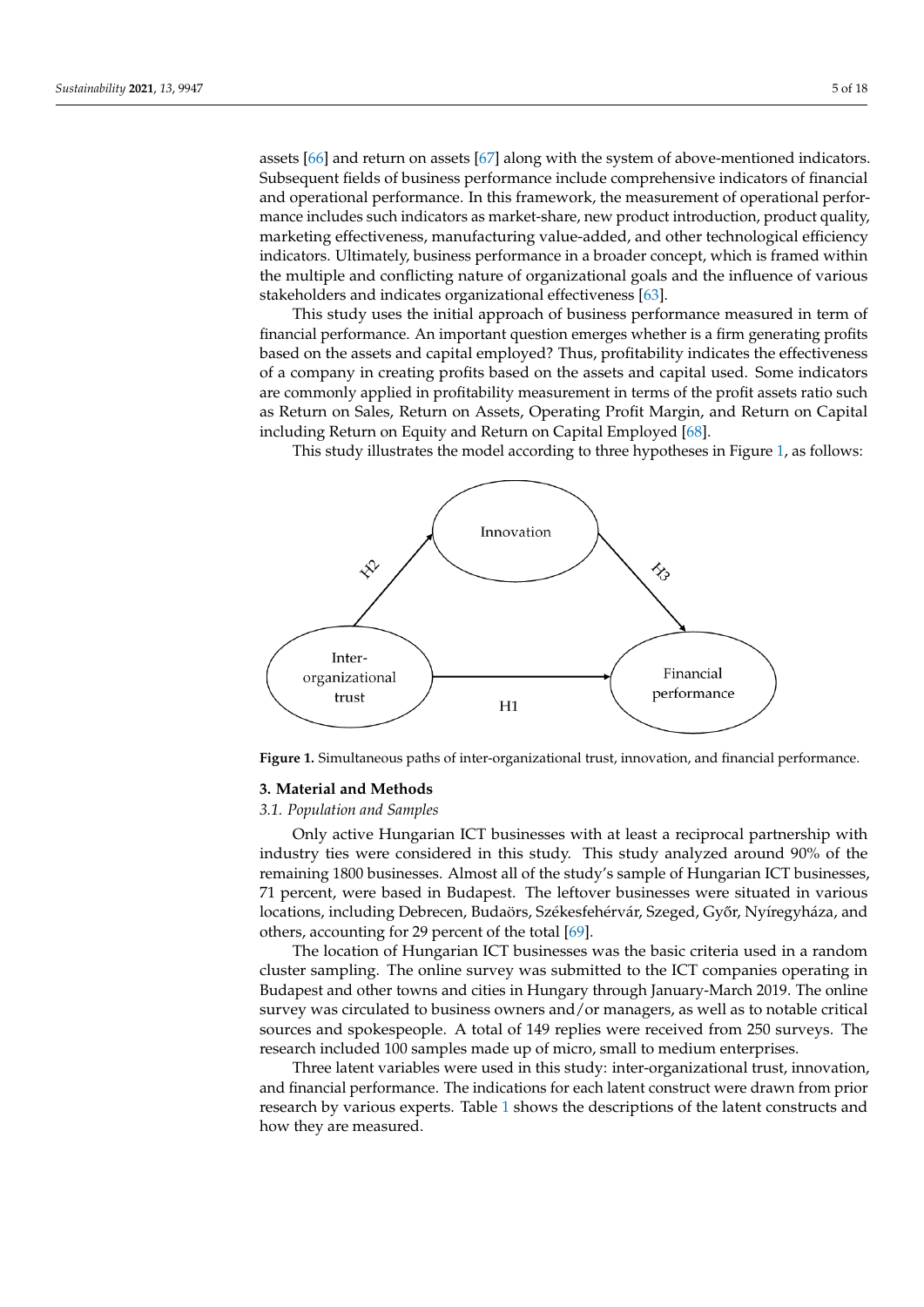assets [66] and return on assets [67] along with the system of above-mentioned indicators. Subsequent fields of business performance include comprehensive indicators of financial and operational performance. In this framework, the measurement of operational performance includes such indicators as market-share, new product introduction, product quality, marketing effectiveness, manufacturing value-added, and other technological efficiency indicators. Ultimately, business performance in a broader concept, which is framed within the multiple and conflicting nature of organizational goals and the influence of various stakeholders and indicates organizational effectiveness [63].

This study uses the initial approach of business performance measured in term of financial performance. An important question emerges whether is a firm generating profits based on the assets and capital employed? Thus, profitability indicates the effectiveness of a company in creating profits based on the assets and capital used. Some indicators are commonly applied in profitability measurement in terms of the profit assets ratio such as Return on Sales, Return on Assets, Operating Profit Margin, and Return on Capital including Return on Equity and Return on Capital Employed [68].

This study illustrates the model according to three hypotheses in Figure 1, as follows:

Innovation

H2

H3

Inter-organizational trust

H1

Financial performance

**Figure 1.** Simultaneous paths of inter-organizational trust, innovation, and financial performance.

## 3. Material and Methods

### *3.1. Population and Samples*

Only active Hungarian ICT businesses with at least a reciprocal partnership with industry ties were considered in this study. This study analyzed around 90% of the remaining 1800 businesses. Almost all of the study's sample of Hungarian ICT businesses, 71 percent, were based in Budapest. The leftover businesses were situated in various locations, including Debrecen, Budaörs, Székesfehérvár, Szeged, Győr, Nyíregyháza, and others, accounting for 29 percent of the total [69].

The location of Hungarian ICT businesses was the basic criteria used in a random cluster sampling. The online survey was submitted to the ICT companies operating in Budapest and other towns and cities in Hungary through January-March 2019. The online survey was circulated to business owners and/or managers, as well as to notable critical sources and spokespeople. A total of 149 replies were received from 250 surveys. The research included 100 samples made up of micro, small to medium enterprises.

Three latent variables were used in this study: inter-organizational trust, innovation, and financial performance. The indications for each latent construct were drawn from prior research by various experts. Table 1 shows the descriptions of the latent constructs and how they are measured.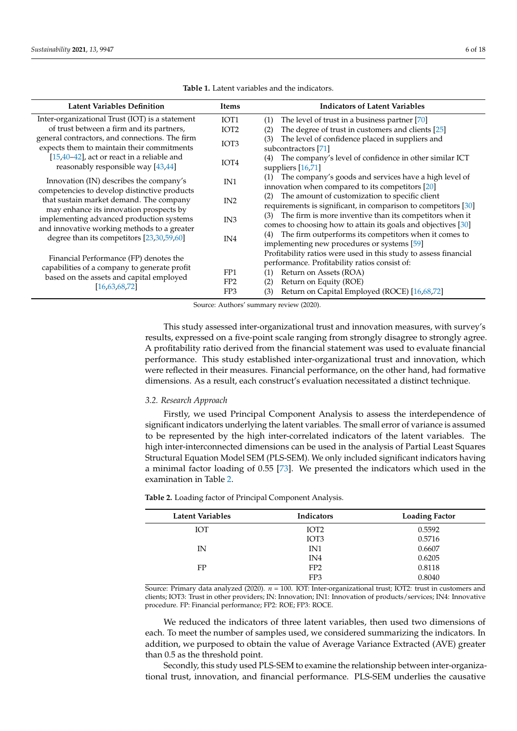**Table 1.** Latent variables and the indicators.

| Latent Variables Definition | Items | Indicators of Latent Variables |
|---|---|---|
| Inter-organizational Trust (IOT) is a statement of trust between a firm and its partners, general contractors, and connections. The firm expects them to maintain their commitments [15,40–42], act or react in a reliable and reasonably responsible way [43,44] | IOT1 | (1) The level of trust in a business partner [70] |
| | IOT2 | (2) The degree of trust in customers and clients [25] |
| | IOT3 | (3) The level of confidence placed in suppliers and subcontractors [71] |
| | IOT4 | (4) The company's level of confidence in other similar ICT suppliers [16,71] |
| Innovation (IN) describes the company's competencies to develop distinctive products that sustain market demand. The company may enhance its innovation prospects by implementing advanced production systems and innovative working methods to a greater degree than its competitors [23,30,59,60] | IN1 | (1) The company's goods and services have a high level of innovation when compared to its competitors [20] |
| | IN2 | (2) The amount of customization to specific client requirements is significant, in comparison to competitors [30] |
| | IN3 | (3) The firm is more inventive than its competitors when it comes to choosing how to attain its goals and objectives [30] |
| | IN4 | (4) The firm outperforms its competitors when it comes to implementing new procedures or systems [59] |
| Financial Performance (FP) denotes the capabilities of a company to generate profit based on the assets and capital employed [16,63,68,72] | | Profitability ratios were used in this study to assess financial performance. Profitability ratios consist of: |
| | FP1 | (1) Return on Assets (ROA) |
| | FP2 | (2) Return on Equity (ROE) |
| | FP3 | (3) Return on Capital Employed (ROCE) [16,68,72] |

Source: Authors' summary review (2020).

This study assessed inter-organizational trust and innovation measures, with survey's results, expressed on a five-point scale ranging from strongly disagree to strongly agree. A profitability ratio derived from the financial statement was used to evaluate financial performance. This study established inter-organizational trust and innovation, which were reflected in their measures. Financial performance, on the other hand, had formative dimensions. As a result, each construct's evaluation necessitated a distinct technique.

### 3.2. Research Approach

Firstly, we used Principal Component Analysis to assess the interdependence of significant indicators underlying the latent variables. The small error of variance is assumed to be represented by the high inter-correlated indicators of the latent variables. The high inter-interconnected dimensions can be used in the analysis of Partial Least Squares Structural Equation Model SEM (PLS-SEM). We only included significant indicators having a minimal factor loading of 0.55 [73]. We presented the indicators which used in the examination in Table 2.

**Table 2.** Loading factor of Principal Component Analysis.

| Latent Variables | Indicators | Loading Factor |
|---|---|---|
| IOT | IOT2 | 0.5592 |
| | IOT3 | 0.5716 |
| IN | IN1 | 0.6607 |
| | IN4 | 0.6205 |
| FP | FP2 | 0.8118 |
| | FP3 | 0.8040 |

Source: Primary data analyzed (2020). $n = 100$. IOT: Inter-organizational trust; IOT2: trust in customers and clients; IOT3: Trust in other providers; IN: Innovation; IN1: Innovation of products/services; IN4: Innovative procedure. FP: Financial performance; FP2: ROE; FP3: ROCE.

We reduced the indicators of three latent variables, then used two dimensions of each. To meet the number of samples used, we considered summarizing the indicators. In addition, we purposed to obtain the value of Average Variance Extracted (AVE) greater than 0.5 as the threshold point.

Secondly, this study used PLS-SEM to examine the relationship between inter-organizational trust, innovation, and financial performance. PLS-SEM underlies the causative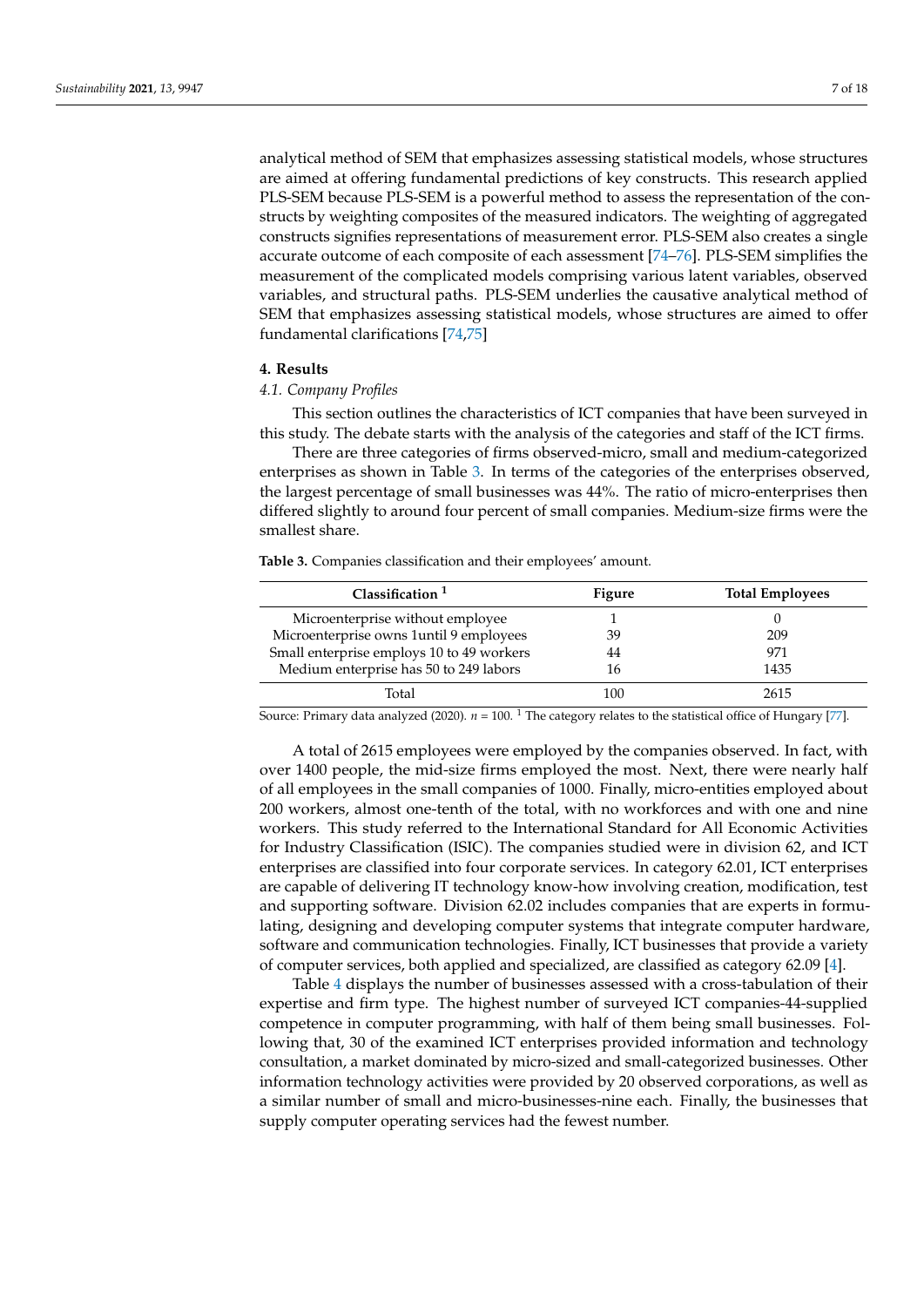analytical method of SEM that emphasizes assessing statistical models, whose structures are aimed at offering fundamental predictions of key constructs. This research applied PLS-SEM because PLS-SEM is a powerful method to assess the representation of the constructs by weighting composites of the measured indicators. The weighting of aggregated constructs signifies representations of measurement error. PLS-SEM also creates a single accurate outcome of each composite of each assessment [74–76]. PLS-SEM simplifies the measurement of the complicated models comprising various latent variables, observed variables, and structural paths. PLS-SEM underlies the causative analytical method of SEM that emphasizes assessing statistical models, whose structures are aimed to offer fundamental clarifications [74,75]

## 4. Results

### 4.1. Company Profiles

This section outlines the characteristics of ICT companies that have been surveyed in this study. The debate starts with the analysis of the categories and staff of the ICT firms.

There are three categories of firms observed-micro, small and medium-categorized enterprises as shown in Table 3. In terms of the categories of the enterprises observed, the largest percentage of small businesses was 44%. The ratio of micro-enterprises then differed slightly to around four percent of small companies. Medium-size firms were the smallest share.

**Table 3.** Companies classification and their employees' amount.

| Classification [1] | Figure | Total Employees |
|---|---|---|
| Microenterprise without employee | 1 | 0 |
| Microenterprise owns 1until 9 employees | 39 | 209 |
| Small enterprise employs 10 to 49 workers | 44 | 971 |
| Medium enterprise has 50 to 249 labors | 16 | 1435 |
| Total | 100 | 2615 |

Source: Primary data analyzed (2020). $n = 100$. [1] The category relates to the statistical office of Hungary [77].

A total of 2615 employees were employed by the companies observed. In fact, with over 1400 people, the mid-size firms employed the most. Next, there were nearly half of all employees in the small companies of 1000. Finally, micro-entities employed about 200 workers, almost one-tenth of the total, with no workforces and with one and nine workers. This study referred to the International Standard for All Economic Activities for Industry Classification (ISIC). The companies studied were in division 62, and ICT enterprises are classified into four corporate services. In category 62.01, ICT enterprises are capable of delivering IT technology know-how involving creation, modification, test and supporting software. Division 62.02 includes companies that are experts in formulating, designing and developing computer systems that integrate computer hardware, software and communication technologies. Finally, ICT businesses that provide a variety of computer services, both applied and specialized, are classified as category 62.09 [4].

Table 4 displays the number of businesses assessed with a cross-tabulation of their expertise and firm type. The highest number of surveyed ICT companies-44-supplied competence in computer programming, with half of them being small businesses. Following that, 30 of the examined ICT enterprises provided information and technology consultation, a market dominated by micro-sized and small-categorized businesses. Other information technology activities were provided by 20 observed corporations, as well as a similar number of small and micro-businesses-nine each. Finally, the businesses that supply computer operating services had the fewest number.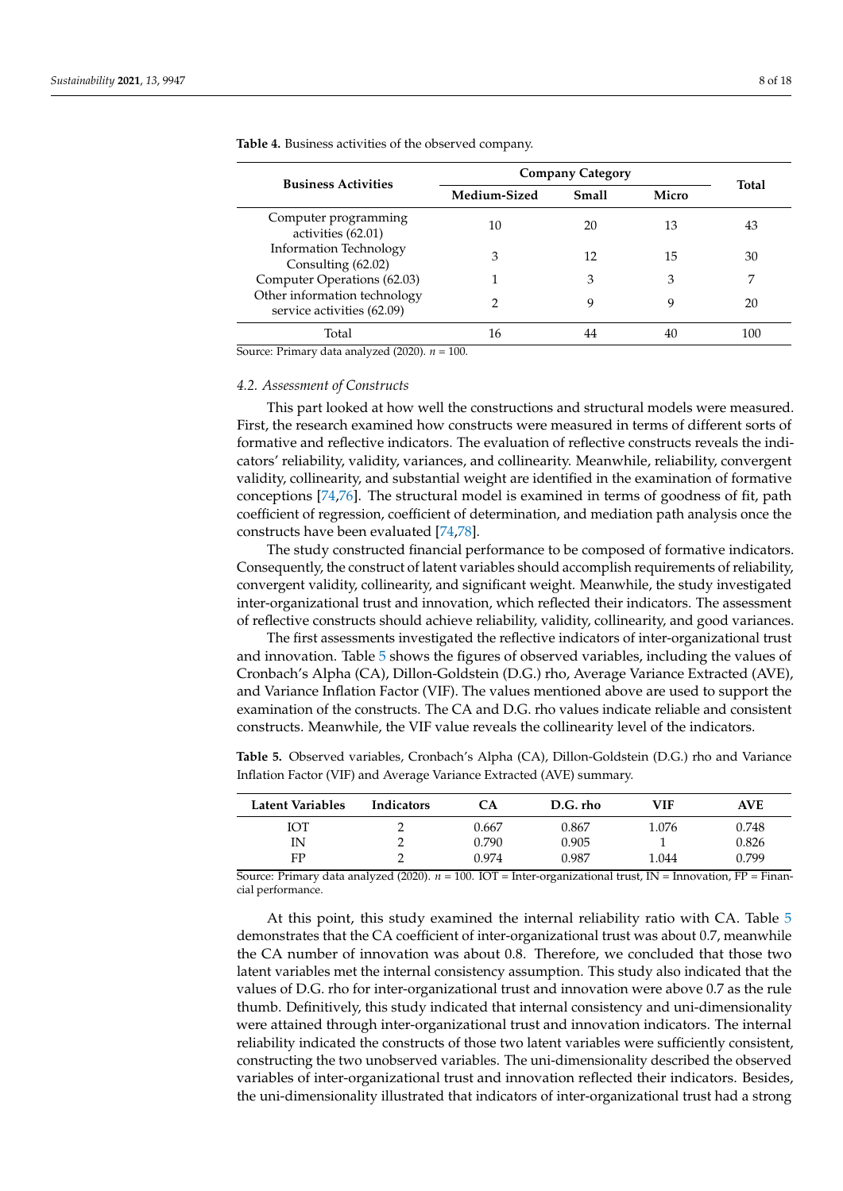**Table 4.** Business activities of the observed company.

| Business Activities | Company Category | | | Total |
|---|---|---|---|---|
| | Medium-Sized | Small | Micro | |
| Computer programming activities (62.01) | 10 | 20 | 13 | 43 |
| Information Technology Consulting (62.02) | 3 | 12 | 15 | 30 |
| Computer Operations (62.03) | 1 | 3 | 3 | 7 |
| Other information technology service activities (62.09) | 2 | 9 | 9 | 20 |
| Total | 16 | 44 | 40 | 100 |

Source: Primary data analyzed (2020). $n$ = 100.

### 4.2. Assessment of Constructs

This part looked at how well the constructions and structural models were measured. First, the research examined how constructs were measured in terms of different sorts of formative and reflective indicators. The evaluation of reflective constructs reveals the indicators' reliability, validity, variances, and collinearity. Meanwhile, reliability, convergent validity, collinearity, and substantial weight are identified in the examination of formative conceptions [74,76]. The structural model is examined in terms of goodness of fit, path coefficient of regression, coefficient of determination, and mediation path analysis once the constructs have been evaluated [74,78].

The study constructed financial performance to be composed of formative indicators. Consequently, the construct of latent variables should accomplish requirements of reliability, convergent validity, collinearity, and significant weight. Meanwhile, the study investigated inter-organizational trust and innovation, which reflected their indicators. The assessment of reflective constructs should achieve reliability, validity, collinearity, and good variances.

The first assessments investigated the reflective indicators of inter-organizational trust and innovation. Table 5 shows the figures of observed variables, including the values of Cronbach's Alpha (CA), Dillon-Goldstein (D.G.) rho, Average Variance Extracted (AVE), and Variance Inflation Factor (VIF). The values mentioned above are used to support the examination of the constructs. The CA and D.G. rho values indicate reliable and consistent constructs. Meanwhile, the VIF value reveals the collinearity level of the indicators.

**Table 5.** Observed variables, Cronbach's Alpha (CA), Dillon-Goldstein (D.G.) rho and Variance Inflation Factor (VIF) and Average Variance Extracted (AVE) summary.

| Latent Variables | Indicators | CA | D.G. rho | VIF | AVE |
|---|---|---|---|---|---|
| IOT | 2 | 0.667 | 0.867 | 1.076 | 0.748 |
| IN | 2 | 0.790 | 0.905 | 1 | 0.826 |
| FP | 2 | 0.974 | 0.987 | 1.044 | 0.799 |

Source: Primary data analyzed (2020). $n$ = 100. IOT = Inter-organizational trust, IN = Innovation, FP = Financial performance.

At this point, this study examined the internal reliability ratio with CA. Table 5 demonstrates that the CA coefficient of inter-organizational trust was about 0.7, meanwhile the CA number of innovation was about 0.8. Therefore, we concluded that those two latent variables met the internal consistency assumption. This study also indicated that the values of D.G. rho for inter-organizational trust and innovation were above 0.7 as the rule thumb. Definitively, this study indicated that internal consistency and uni-dimensionality were attained through inter-organizational trust and innovation indicators. The internal reliability indicated the constructs of those two latent variables were sufficiently consistent, constructing the two unobserved variables. The uni-dimensionality described the observed variables of inter-organizational trust and innovation reflected their indicators. Besides, the uni-dimensionality illustrated that indicators of inter-organizational trust had a strong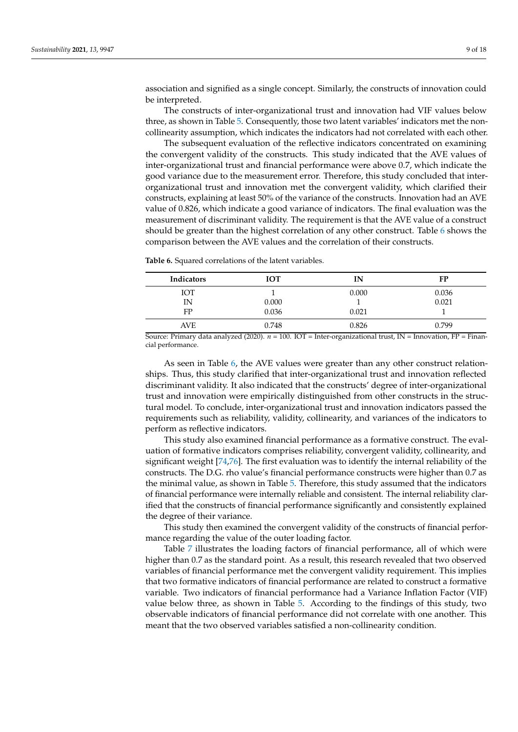association and signified as a single concept. Similarly, the constructs of innovation could be interpreted.

The constructs of inter-organizational trust and innovation had VIF values below three, as shown in Table 5. Consequently, those two latent variables' indicators met the non-collinearity assumption, which indicates the indicators had not correlated with each other.

The subsequent evaluation of the reflective indicators concentrated on examining the convergent validity of the constructs. This study indicated that the AVE values of inter-organizational trust and financial performance were above 0.7, which indicate the good variance due to the measurement error. Therefore, this study concluded that inter-organizational trust and innovation met the convergent validity, which clarified their constructs, explaining at least 50% of the variance of the constructs. Innovation had an AVE value of 0.826, which indicate a good variance of indicators. The final evaluation was the measurement of discriminant validity. The requirement is that the AVE value of a construct should be greater than the highest correlation of any other construct. Table 6 shows the comparison between the AVE values and the correlation of their constructs.

**Table 6.** Squared correlations of the latent variables.

| Indicators | IOT | IN | FP |
|---|---|---|---|
| IOT | 1 | 0.000 | 0.036 |
| IN | 0.000 | 1 | 0.021 |
| FP | 0.036 | 0.021 | 1 |
| AVE | 0.748 | 0.826 | 0.799 |

Source: Primary data analyzed (2020). $n = 100$. IOT = Inter-organizational trust, IN = Innovation, FP = Financial performance.

As seen in Table 6, the AVE values were greater than any other construct relationships. Thus, this study clarified that inter-organizational trust and innovation reflected discriminant validity. It also indicated that the constructs' degree of inter-organizational trust and innovation were empirically distinguished from other constructs in the structural model. To conclude, inter-organizational trust and innovation indicators passed the requirements such as reliability, validity, collinearity, and variances of the indicators to perform as reflective indicators.

This study also examined financial performance as a formative construct. The evaluation of formative indicators comprises reliability, convergent validity, collinearity, and significant weight [74,76]. The first evaluation was to identify the internal reliability of the constructs. The D.G. rho value's financial performance constructs were higher than 0.7 as the minimal value, as shown in Table 5. Therefore, this study assumed that the indicators of financial performance were internally reliable and consistent. The internal reliability clarified that the constructs of financial performance significantly and consistently explained the degree of their variance.

This study then examined the convergent validity of the constructs of financial performance regarding the value of the outer loading factor.

Table 7 illustrates the loading factors of financial performance, all of which were higher than 0.7 as the standard point. As a result, this research revealed that two observed variables of financial performance met the convergent validity requirement. This implies that two formative indicators of financial performance are related to construct a formative variable. Two indicators of financial performance had a Variance Inflation Factor (VIF) value below three, as shown in Table 5. According to the findings of this study, two observable indicators of financial performance did not correlate with one another. This meant that the two observed variables satisfied a non-collinearity condition.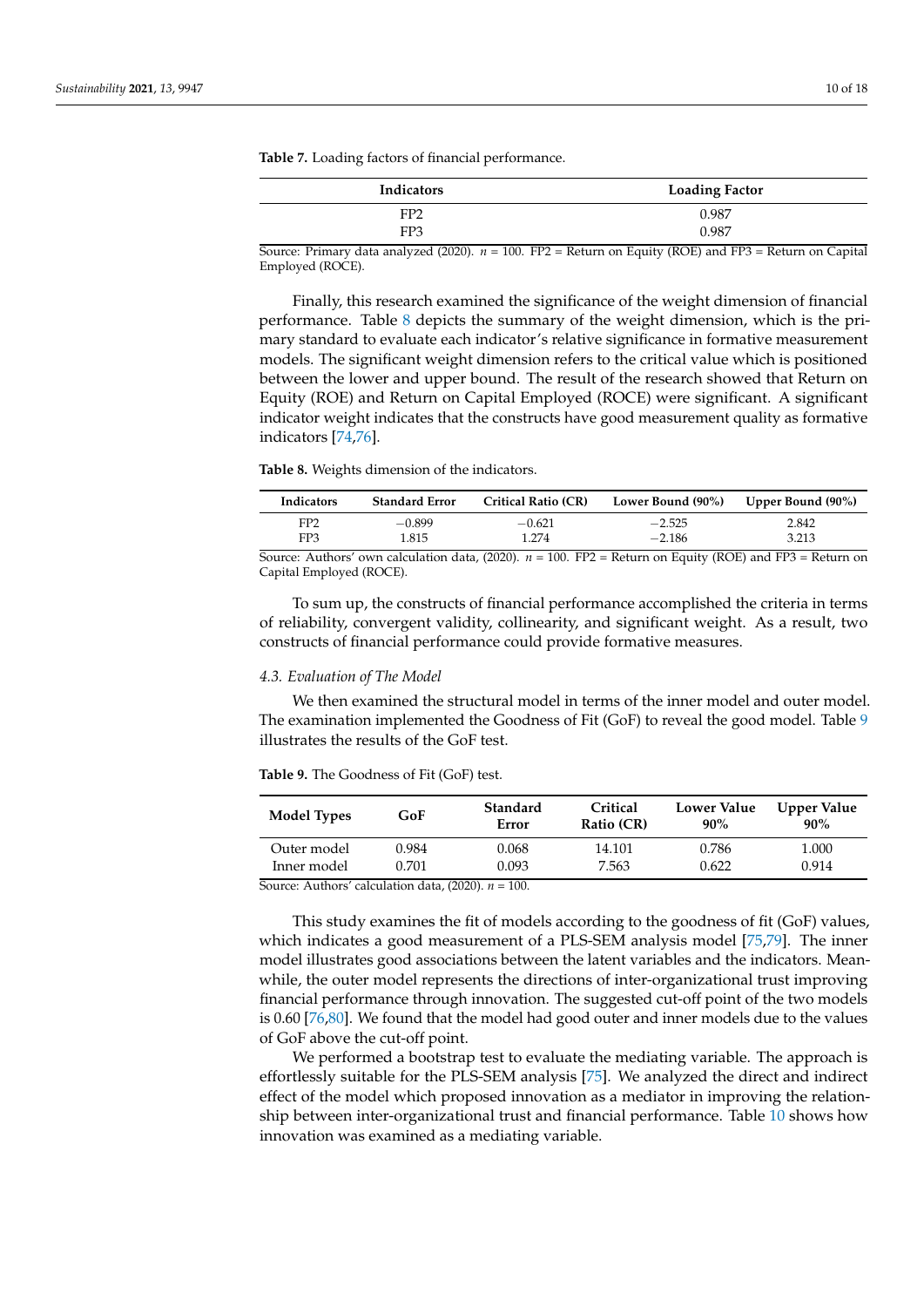**Table 7.** Loading factors of financial performance.

| Indicators | Loading Factor |
|---|---|
| FP2 | 0.987 |
| FP3 | 0.987 |

Source: Primary data analyzed (2020). *n* = 100. FP2 = Return on Equity (ROE) and FP3 = Return on Capital Employed (ROCE).

Finally, this research examined the significance of the weight dimension of financial performance. Table 8 depicts the summary of the weight dimension, which is the primary standard to evaluate each indicator's relative significance in formative measurement models. The significant weight dimension refers to the critical value which is positioned between the lower and upper bound. The result of the research showed that Return on Equity (ROE) and Return on Capital Employed (ROCE) were significant. A significant indicator weight indicates that the constructs have good measurement quality as formative indicators [74,76].

**Table 8.** Weights dimension of the indicators.

| Indicators | Standard Error | Critical Ratio (CR) | Lower Bound (90%) | Upper Bound (90%) |
|---|---|---|---|---|
| FP2 | −0.899 | −0.621 | −2.525 | 2.842 |
| FP3 | 1.815 | 1.274 | −2.186 | 3.213 |

Source: Authors' own calculation data, (2020). *n* = 100. FP2 = Return on Equity (ROE) and FP3 = Return on Capital Employed (ROCE).

To sum up, the constructs of financial performance accomplished the criteria in terms of reliability, convergent validity, collinearity, and significant weight. As a result, two constructs of financial performance could provide formative measures.

### 4.3. Evaluation of The Model

We then examined the structural model in terms of the inner model and outer model. The examination implemented the Goodness of Fit (GoF) to reveal the good model. Table 9 illustrates the results of the GoF test.

**Table 9.** The Goodness of Fit (GoF) test.

| Model Types | GoF | Standard Error | Critical Ratio (CR) | Lower Value 90% | Upper Value 90% |
|---|---|---|---|---|---|
| Outer model | 0.984 | 0.068 | 14.101 | 0.786 | 1.000 |
| Inner model | 0.701 | 0.093 | 7.563 | 0.622 | 0.914 |

Source: Authors' calculation data, (2020). *n* = 100.

This study examines the fit of models according to the goodness of fit (GoF) values, which indicates a good measurement of a PLS-SEM analysis model [75,79]. The inner model illustrates good associations between the latent variables and the indicators. Meanwhile, the outer model represents the directions of inter-organizational trust improving financial performance through innovation. The suggested cut-off point of the two models is 0.60 [76,80]. We found that the model had good outer and inner models due to the values of GoF above the cut-off point.

We performed a bootstrap test to evaluate the mediating variable. The approach is effortlessly suitable for the PLS-SEM analysis [75]. We analyzed the direct and indirect effect of the model which proposed innovation as a mediator in improving the relationship between inter-organizational trust and financial performance. Table 10 shows how innovation was examined as a mediating variable.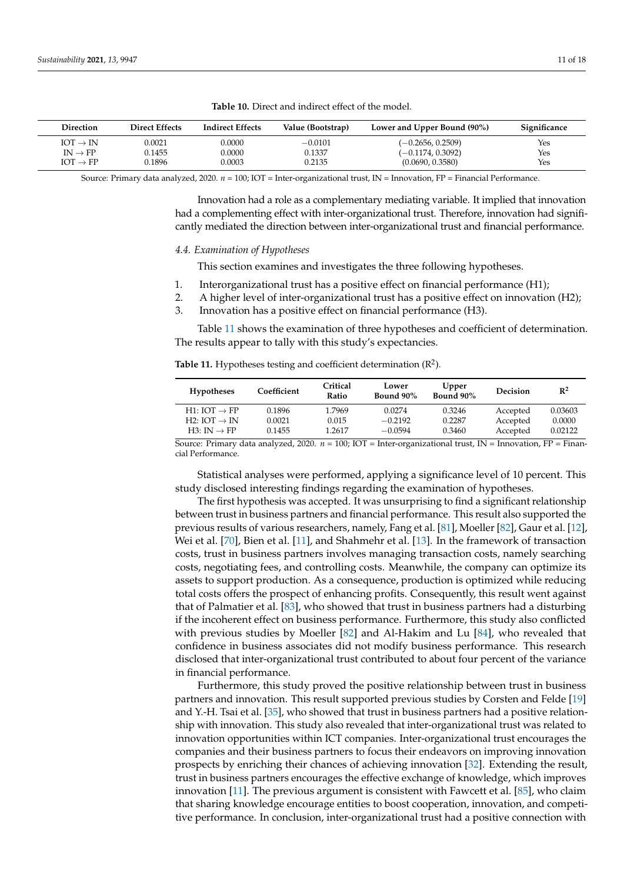**Table 10.** Direct and indirect effect of the model.

| Direction | Direct Effects | Indirect Effects | Value (Bootstrap) | Lower and Upper Bound (90%) | Significance |
|---|---|---|---|---|---|
| IOT → IN | 0.0021 | 0.0000 | −0.0101 | (−0.2656, 0.2509) | Yes |
| IN → FP | 0.1455 | 0.0000 | 0.1337 | (−0.1174, 0.3092) | Yes |
| IOT → FP | 0.1896 | 0.0003 | 0.2135 | (0.0690, 0.3580) | Yes |

Source: Primary data analyzed, 2020. *n* = 100; IOT = Inter-organizational trust, IN = Innovation, FP = Financial Performance.

Innovation had a role as a complementary mediating variable. It implied that innovation had a complementing effect with inter-organizational trust. Therefore, innovation had significantly mediated the direction between inter-organizational trust and financial performance.

### 4.4. Examination of Hypotheses

This section examines and investigates the three following hypotheses.

1. Interorganizational trust has a positive effect on financial performance (H1);
2. A higher level of inter-organizational trust has a positive effect on innovation (H2);
3. Innovation has a positive effect on financial performance (H3).

Table 11 shows the examination of three hypotheses and coefficient of determination. The results appear to tally with this study's expectancies.

**Table 11.** Hypotheses testing and coefficient determination ($R^2$).

| Hypotheses | Coefficient | Critical Ratio | Lower Bound 90% | Upper Bound 90% | Decision | $R^2$ |
|---|---|---|---|---|---|---|
| H1: IOT → FP | 0.1896 | 1.7969 | 0.0274 | 0.3246 | Accepted | 0.03603 |
| H2: IOT → IN | 0.0021 | 0.015 | −0.2192 | 0.2287 | Accepted | 0.0000 |
| H3: IN → FP | 0.1455 | 1.2617 | −0.0594 | 0.3460 | Accepted | 0.02122 |

Source: Primary data analyzed, 2020. *n* = 100; IOT = Inter-organizational trust, IN = Innovation, FP = Financial Performance.

Statistical analyses were performed, applying a significance level of 10 percent. This study disclosed interesting findings regarding the examination of hypotheses.

The first hypothesis was accepted. It was unsurprising to find a significant relationship between trust in business partners and financial performance. This result also supported the previous results of various researchers, namely, Fang et al. [81], Moeller [82], Gaur et al. [12], Wei et al. [70], Bien et al. [11], and Shahmehr et al. [13]. In the framework of transaction costs, trust in business partners involves managing transaction costs, namely searching costs, negotiating fees, and controlling costs. Meanwhile, the company can optimize its assets to support production. As a consequence, production is optimized while reducing total costs offers the prospect of enhancing profits. Consequently, this result went against that of Palmatier et al. [83], who showed that trust in business partners had a disturbing if the incoherent effect on business performance. Furthermore, this study also conflicted with previous studies by Moeller [82] and Al-Hakim and Lu [84], who revealed that confidence in business associates did not modify business performance. This research disclosed that inter-organizational trust contributed to about four percent of the variance in financial performance.

Furthermore, this study proved the positive relationship between trust in business partners and innovation. This result supported previous studies by Corsten and Felde [19] and Y.-H. Tsai et al. [35], who showed that trust in business partners had a positive relationship with innovation. This study also revealed that inter-organizational trust was related to innovation opportunities within ICT companies. Inter-organizational trust encourages the companies and their business partners to focus their endeavors on improving innovation prospects by enriching their chances of achieving innovation [32]. Extending the result, trust in business partners encourages the effective exchange of knowledge, which improves innovation [11]. The previous argument is consistent with Fawcett et al. [85], who claim that sharing knowledge encourage entities to boost cooperation, innovation, and competitive performance. In conclusion, inter-organizational trust had a positive connection with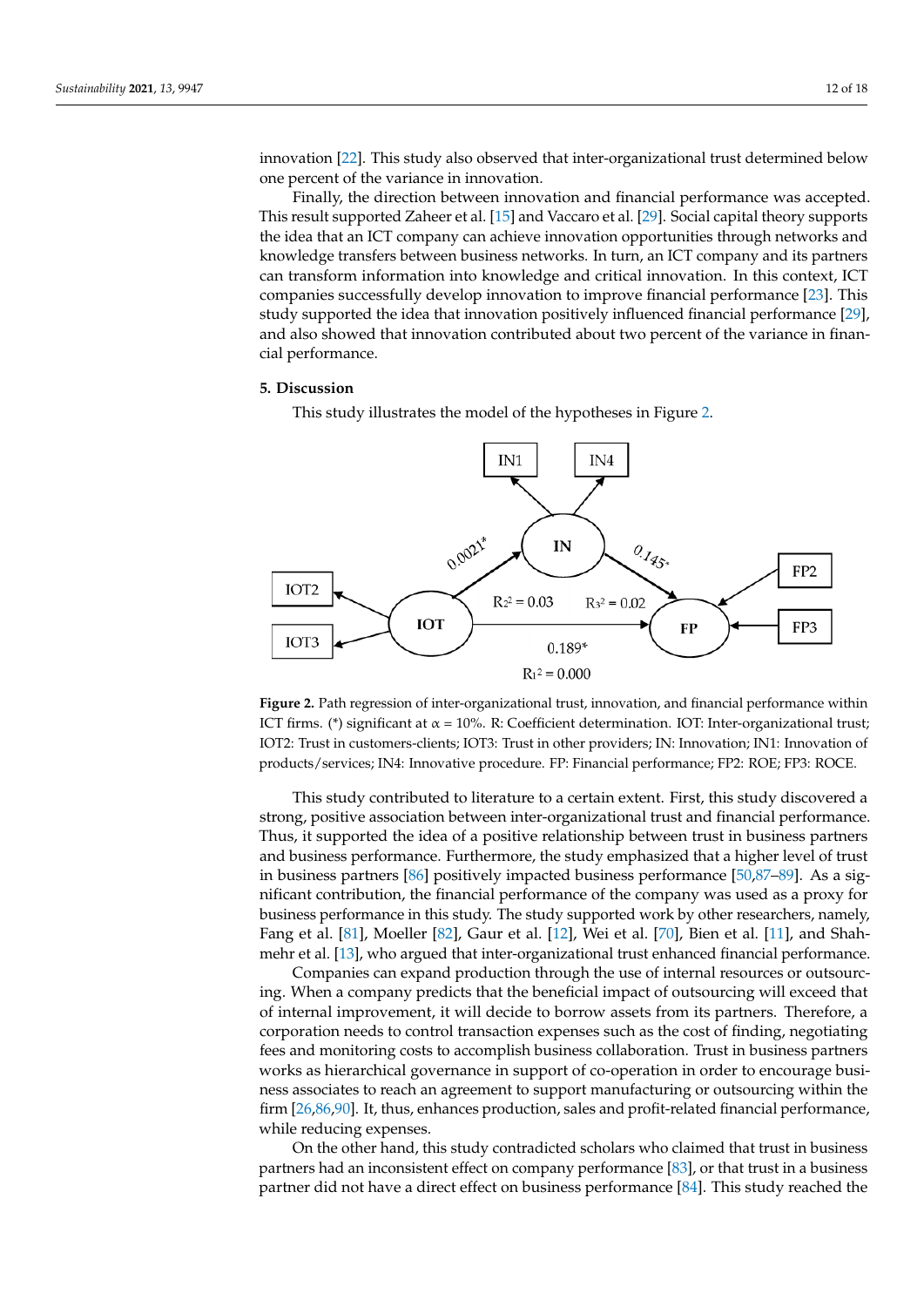innovation [22]. This study also observed that inter-organizational trust determined below one percent of the variance in innovation.

Finally, the direction between innovation and financial performance was accepted. This result supported Zaheer et al. [15] and Vaccaro et al. [29]. Social capital theory supports the idea that an ICT company can achieve innovation opportunities through networks and knowledge transfers between business networks. In turn, an ICT company and its partners can transform information into knowledge and critical innovation. In this context, ICT companies successfully develop innovation to improve financial performance [23]. This study supported the idea that innovation positively influenced financial performance [29], and also showed that innovation contributed about two percent of the variance in financial performance.

## 5. Discussion

This study illustrates the model of the hypotheses in Figure 2.

**Figure 2.** Path regression of inter-organizational trust, innovation, and financial performance within ICT firms. (*) significant at α = 10%. R: Coefficient determination. IOT: Inter-organizational trust; IOT2: Trust in customers-clients; IOT3: Trust in other providers; IN: Innovation; IN1: Innovation of products/services; IN4: Innovative procedure. FP: Financial performance; FP2: ROE; FP3: ROCE.

This study contributed to literature to a certain extent. First, this study discovered a strong, positive association between inter-organizational trust and financial performance. Thus, it supported the idea of a positive relationship between trust in business partners and business performance. Furthermore, the study emphasized that a higher level of trust in business partners [86] positively impacted business performance [50,87–89]. As a significant contribution, the financial performance of the company was used as a proxy for business performance in this study. The study supported work by other researchers, namely, Fang et al. [81], Moeller [82], Gaur et al. [12], Wei et al. [70], Bien et al. [11], and Shahmehr et al. [13], who argued that inter-organizational trust enhanced financial performance.

Companies can expand production through the use of internal resources or outsourcing. When a company predicts that the beneficial impact of outsourcing will exceed that of internal improvement, it will decide to borrow assets from its partners. Therefore, a corporation needs to control transaction expenses such as the cost of finding, negotiating fees and monitoring costs to accomplish business collaboration. Trust in business partners works as hierarchical governance in support of co-operation in order to encourage business associates to reach an agreement to support manufacturing or outsourcing within the firm [26,86,90]. It, thus, enhances production, sales and profit-related financial performance, while reducing expenses.

On the other hand, this study contradicted scholars who claimed that trust in business partners had an inconsistent effect on company performance [83], or that trust in a business partner did not have a direct effect on business performance [84]. This study reached the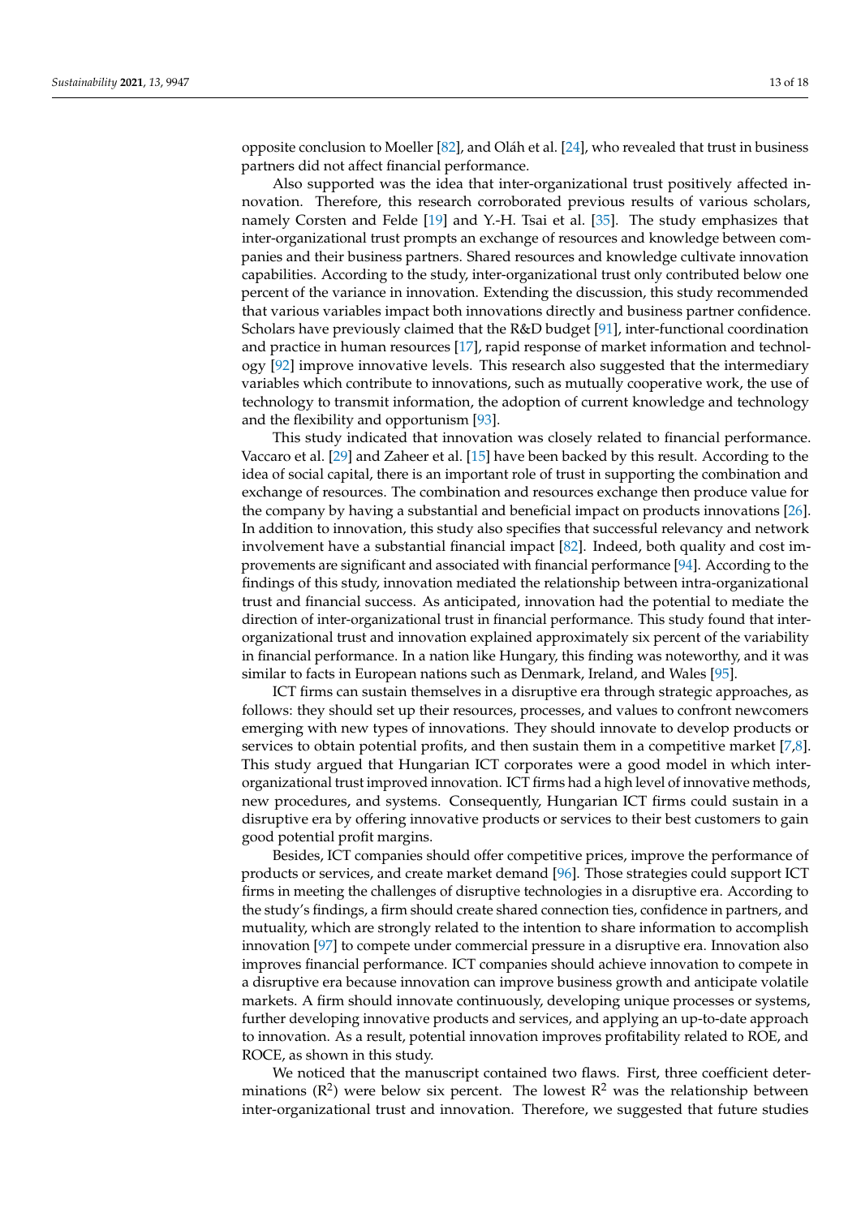opposite conclusion to Moeller [82], and Oláh et al. [24], who revealed that trust in business partners did not affect financial performance.

Also supported was the idea that inter-organizational trust positively affected innovation. Therefore, this research corroborated previous results of various scholars, namely Corsten and Felde [19] and Y.-H. Tsai et al. [35]. The study emphasizes that inter-organizational trust prompts an exchange of resources and knowledge between companies and their business partners. Shared resources and knowledge cultivate innovation capabilities. According to the study, inter-organizational trust only contributed below one percent of the variance in innovation. Extending the discussion, this study recommended that various variables impact both innovations directly and business partner confidence. Scholars have previously claimed that the R&D budget [91], inter-functional coordination and practice in human resources [17], rapid response of market information and technology [92] improve innovative levels. This research also suggested that the intermediary variables which contribute to innovations, such as mutually cooperative work, the use of technology to transmit information, the adoption of current knowledge and technology and the flexibility and opportunism [93].

This study indicated that innovation was closely related to financial performance. Vaccaro et al. [29] and Zaheer et al. [15] have been backed by this result. According to the idea of social capital, there is an important role of trust in supporting the combination and exchange of resources. The combination and resources exchange then produce value for the company by having a substantial and beneficial impact on products innovations [26]. In addition to innovation, this study also specifies that successful relevancy and network involvement have a substantial financial impact [82]. Indeed, both quality and cost improvements are significant and associated with financial performance [94]. According to the findings of this study, innovation mediated the relationship between intra-organizational trust and financial success. As anticipated, innovation had the potential to mediate the direction of inter-organizational trust in financial performance. This study found that inter-organizational trust and innovation explained approximately six percent of the variability in financial performance. In a nation like Hungary, this finding was noteworthy, and it was similar to facts in European nations such as Denmark, Ireland, and Wales [95].

ICT firms can sustain themselves in a disruptive era through strategic approaches, as follows: they should set up their resources, processes, and values to confront newcomers emerging with new types of innovations. They should innovate to develop products or services to obtain potential profits, and then sustain them in a competitive market [7,8]. This study argued that Hungarian ICT corporates were a good model in which inter-organizational trust improved innovation. ICT firms had a high level of innovative methods, new procedures, and systems. Consequently, Hungarian ICT firms could sustain in a disruptive era by offering innovative products or services to their best customers to gain good potential profit margins.

Besides, ICT companies should offer competitive prices, improve the performance of products or services, and create market demand [96]. Those strategies could support ICT firms in meeting the challenges of disruptive technologies in a disruptive era. According to the study's findings, a firm should create shared connection ties, confidence in partners, and mutuality, which are strongly related to the intention to share information to accomplish innovation [97] to compete under commercial pressure in a disruptive era. Innovation also improves financial performance. ICT companies should achieve innovation to compete in a disruptive era because innovation can improve business growth and anticipate volatile markets. A firm should innovate continuously, developing unique processes or systems, further developing innovative products and services, and applying an up-to-date approach to innovation. As a result, potential innovation improves profitability related to ROE, and ROCE, as shown in this study.

We noticed that the manuscript contained two flaws. First, three coefficient determinations ($R^2$) were below six percent. The lowest $R^2$ was the relationship between inter-organizational trust and innovation. Therefore, we suggested that future studies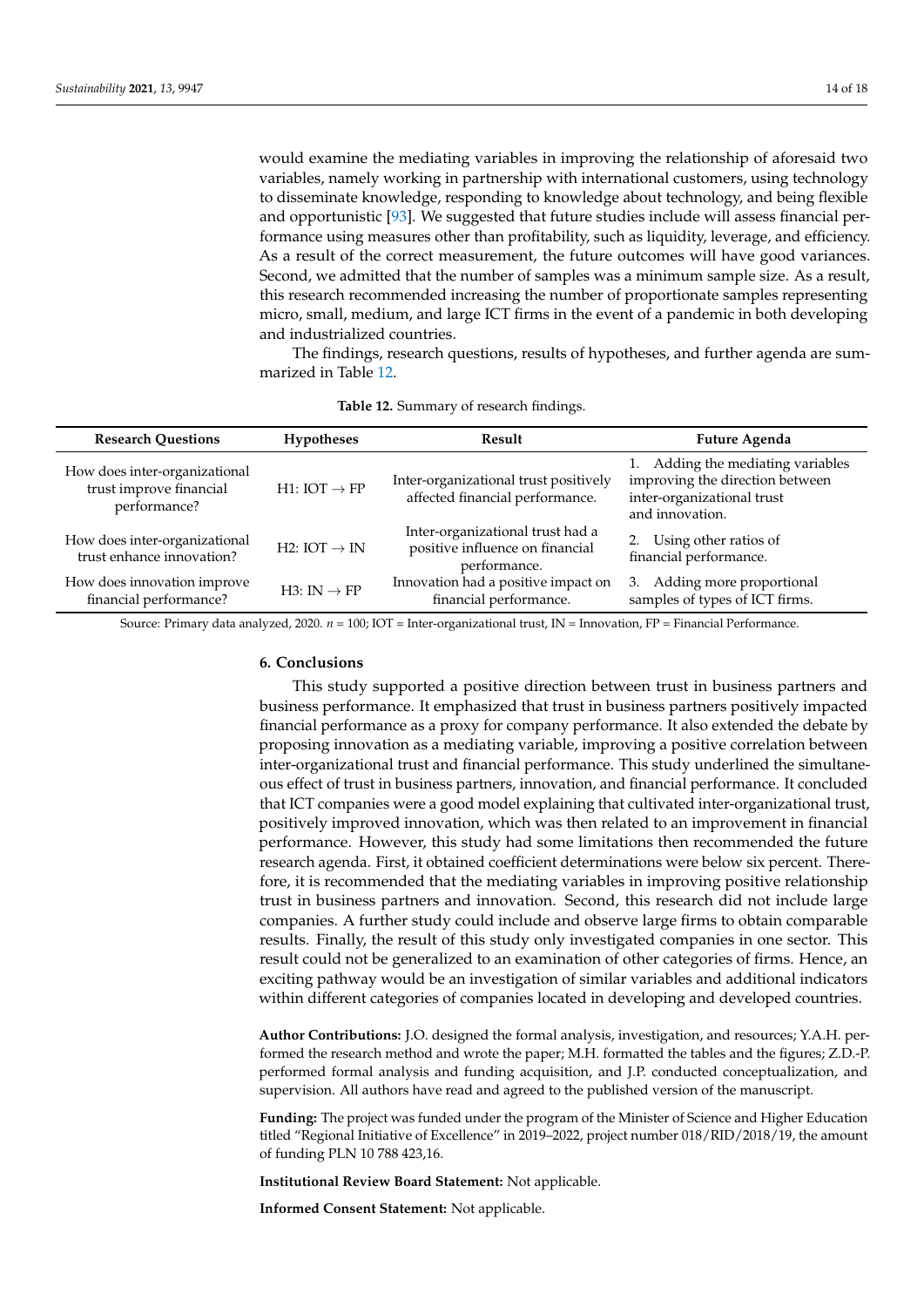would examine the mediating variables in improving the relationship of aforesaid two variables, namely working in partnership with international customers, using technology to disseminate knowledge, responding to knowledge about technology, and being flexible and opportunistic [93]. We suggested that future studies include will assess financial performance using measures other than profitability, such as liquidity, leverage, and efficiency. As a result of the correct measurement, the future outcomes will have good variances. Second, we admitted that the number of samples was a minimum sample size. As a result, this research recommended increasing the number of proportionate samples representing micro, small, medium, and large ICT firms in the event of a pandemic in both developing and industrialized countries.

The findings, research questions, results of hypotheses, and further agenda are summarized in Table 12.

**Table 12.** Summary of research findings.

| Research Questions | Hypotheses | Result | Future Agenda |
|---|---|---|---|
| How does inter-organizational trust improve financial performance? | H1: IOT → FP | Inter-organizational trust positively affected financial performance. | 1. Adding the mediating variables improving the direction between inter-organizational trust and innovation. |
| How does inter-organizational trust enhance innovation? | H2: IOT → IN | Inter-organizational trust had a positive influence on financial performance. | 2. Using other ratios of financial performance. |
| How does innovation improve financial performance? | H3: IN → FP | Innovation had a positive impact on financial performance. | 3. Adding more proportional samples of types of ICT firms. |

Source: Primary data analyzed, 2020. *n* = 100; IOT = Inter-organizational trust, IN = Innovation, FP = Financial Performance.

## 6. Conclusions

This study supported a positive direction between trust in business partners and business performance. It emphasized that trust in business partners positively impacted financial performance as a proxy for company performance. It also extended the debate by proposing innovation as a mediating variable, improving a positive correlation between inter-organizational trust and financial performance. This study underlined the simultaneous effect of trust in business partners, innovation, and financial performance. It concluded that ICT companies were a good model explaining that cultivated inter-organizational trust, positively improved innovation, which was then related to an improvement in financial performance. However, this study had some limitations then recommended the future research agenda. First, it obtained coefficient determinations were below six percent. Therefore, it is recommended that the mediating variables in improving positive relationship trust in business partners and innovation. Second, this research did not include large companies. A further study could include and observe large firms to obtain comparable results. Finally, the result of this study only investigated companies in one sector. This result could not be generalized to an examination of other categories of firms. Hence, an exciting pathway would be an investigation of similar variables and additional indicators within different categories of companies located in developing and developed countries.

**Author Contributions:** J.O. designed the formal analysis, investigation, and resources; Y.A.H. performed the research method and wrote the paper; M.H. formatted the tables and the figures; Z.D.-P. performed formal analysis and funding acquisition, and J.P. conducted conceptualization, and supervision. All authors have read and agreed to the published version of the manuscript.

**Funding:** The project was funded under the program of the Minister of Science and Higher Education titled "Regional Initiative of Excellence" in 2019–2022, project number 018/RID/2018/19, the amount of funding PLN 10 788 423,16.

**Institutional Review Board Statement:** Not applicable.

**Informed Consent Statement:** Not applicable.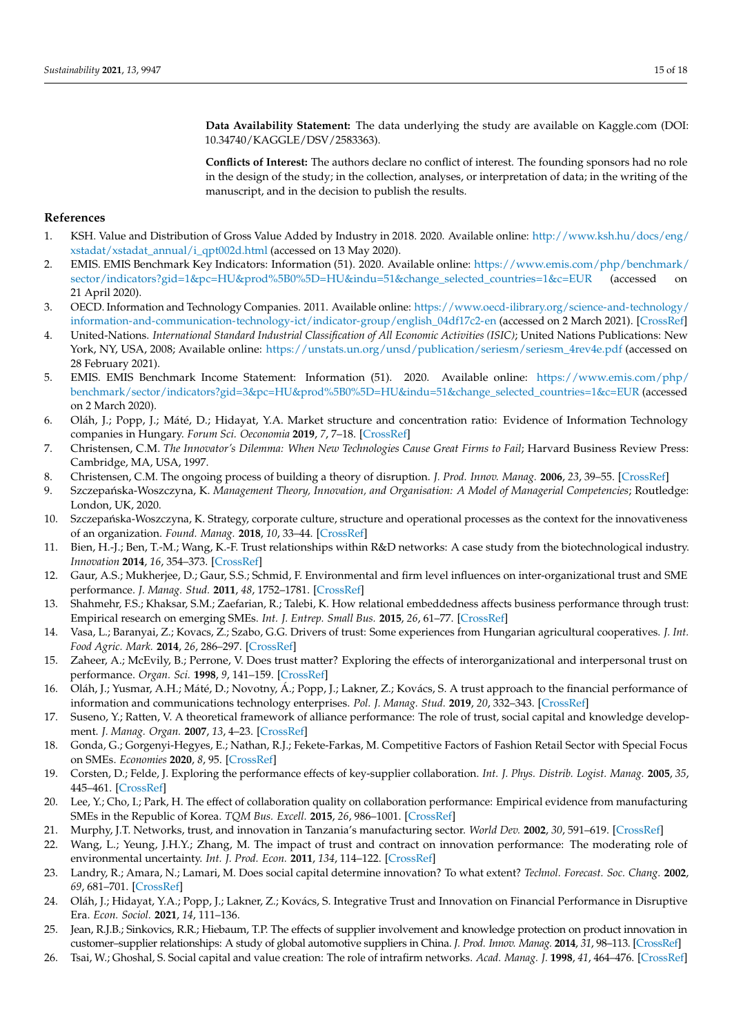**Data Availability Statement:** The data underlying the study are available on Kaggle.com (DOI: 10.34740/KAGGLE/DSV/2583363).

**Conflicts of Interest:** The authors declare no conflict of interest. The founding sponsors had no role in the design of the study; in the collection, analyses, or interpretation of data; in the writing of the manuscript, and in the decision to publish the results.

## References

1. KSH. Value and Distribution of Gross Value Added by Industry in 2018. 2020. Available online: http://www.ksh.hu/docs/eng/xstadat/xstadat_annual/i_qpt002d.html (accessed on 13 May 2020).
2. EMIS. EMIS Benchmark Key Indicators: Information (51). 2020. Available online: https://www.emis.com/php/benchmark/sector/indicators?gid=1&pc=HU&prod%5B0%5D=HU&indu=51&change_selected_countries=1&c=EUR (accessed on 21 April 2020).
3. OECD. Information and Technology Companies. 2011. Available online: https://www.oecd-ilibrary.org/science-and-technology/information-and-communication-technology-ict/indicator-group/english_04df17c2-en (accessed on 2 March 2021). [CrossRef]
4. United-Nations. *International Standard Industrial Classification of All Economic Activities (ISIC)*; United Nations Publications: New York, NY, USA, 2008; Available online: https://unstats.un.org/unsd/publication/seriesm/seriesm_4rev4e.pdf (accessed on 28 February 2021).
5. EMIS. EMIS Benchmark Income Statement: Information (51). 2020. Available online: https://www.emis.com/php/benchmark/sector/indicators?gid=3&pc=HU&prod%5B0%5D=HU&indu=51&change_selected_countries=1&c=EUR (accessed on 2 March 2020).
6. Oláh, J.; Popp, J.; Máté, D.; Hidayat, Y.A. Market structure and concentration ratio: Evidence of Information Technology companies in Hungary. *Forum Sci. Oeconomia* **2019**, *7*, 7–18. [CrossRef]
7. Christensen, C.M. *The Innovator's Dilemma: When New Technologies Cause Great Firms to Fail*; Harvard Business Review Press: Cambridge, MA, USA, 1997.
8. Christensen, C.M. The ongoing process of building a theory of disruption. *J. Prod. Innov. Manag.* **2006**, *23*, 39–55. [CrossRef]
9. Szczepańska-Woszczyna, K. *Management Theory, Innovation, and Organisation: A Model of Managerial Competencies*; Routledge: London, UK, 2020.
10. Szczepańska-Woszczyna, K. Strategy, corporate culture, structure and operational processes as the context for the innovativeness of an organization. *Found. Manag.* **2018**, *10*, 33–44. [CrossRef]
11. Bien, H.-J.; Ben, T.-M.; Wang, K.-F. Trust relationships within R&D networks: A case study from the biotechnological industry. *Innovation* **2014**, *16*, 354–373. [CrossRef]
12. Gaur, A.S.; Mukherjee, D.; Gaur, S.S.; Schmid, F. Environmental and firm level influences on inter-organizational trust and SME performance. *J. Manag. Stud.* **2011**, *48*, 1752–1781. [CrossRef]
13. Shahmehr, F.S.; Khaksar, S.M.; Zaefarian, R.; Talebi, K. How relational embeddedness affects business performance through trust: Empirical research on emerging SMEs. *Int. J. Entrep. Small Bus.* **2015**, *26*, 61–77. [CrossRef]
14. Vasa, L.; Baranyai, Z.; Kovacs, Z.; Szabo, G.G. Drivers of trust: Some experiences from Hungarian agricultural cooperatives. *J. Int. Food Agric. Mark.* **2014**, *26*, 286–297. [CrossRef]
15. Zaheer, A.; McEvily, B.; Perrone, V. Does trust matter? Exploring the effects of interorganizational and interpersonal trust on performance. *Organ. Sci.* **1998**, *9*, 141–159. [CrossRef]
16. Oláh, J.; Yusmar, A.H.; Máté, D.; Novotny, Á.; Popp, J.; Lakner, Z.; Kovács, S. A trust approach to the financial performance of information and communications technology enterprises. *Pol. J. Manag. Stud.* **2019**, *20*, 332–343. [CrossRef]
17. Suseno, Y.; Ratten, V. A theoretical framework of alliance performance: The role of trust, social capital and knowledge development. *J. Manag. Organ.* **2007**, *13*, 4–23. [CrossRef]
18. Gonda, G.; Gorgenyi-Hegyes, E.; Nathan, R.J.; Fekete-Farkas, M. Competitive Factors of Fashion Retail Sector with Special Focus on SMEs. *Economies* **2020**, *8*, 95. [CrossRef]
19. Corsten, D.; Felde, J. Exploring the performance effects of key-supplier collaboration. *Int. J. Phys. Distrib. Logist. Manag.* **2005**, *35*, 445–461. [CrossRef]
20. Lee, Y.; Cho, I.; Park, H. The effect of collaboration quality on collaboration performance: Empirical evidence from manufacturing SMEs in the Republic of Korea. *TQM Bus. Excell.* **2015**, *26*, 986–1001. [CrossRef]
21. Murphy, J.T. Networks, trust, and innovation in Tanzania's manufacturing sector. *World Dev.* **2002**, *30*, 591–619. [CrossRef]
22. Wang, L.; Yeung, J.H.Y.; Zhang, M. The impact of trust and contract on innovation performance: The moderating role of environmental uncertainty. *Int. J. Prod. Econ.* **2011**, *134*, 114–122. [CrossRef]
23. Landry, R.; Amara, N.; Lamari, M. Does social capital determine innovation? To what extent? *Technol. Forecast. Soc. Chang.* **2002**, *69*, 681–701. [CrossRef]
24. Oláh, J.; Hidayat, Y.A.; Popp, J.; Lakner, Z.; Kovács, S. Integrative Trust and Innovation on Financial Performance in Disruptive Era. *Econ. Sociol.* **2021**, *14*, 111–136.
25. Jean, R.J.B.; Sinkovics, R.R.; Hiebaum, T.P. The effects of supplier involvement and knowledge protection on product innovation in customer–supplier relationships: A study of global automotive suppliers in China. *J. Prod. Innov. Manag.* **2014**, *31*, 98–113. [CrossRef]
26. Tsai, W.; Ghoshal, S. Social capital and value creation: The role of intrafirm networks. *Acad. Manag. J.* **1998**, *41*, 464–476. [CrossRef]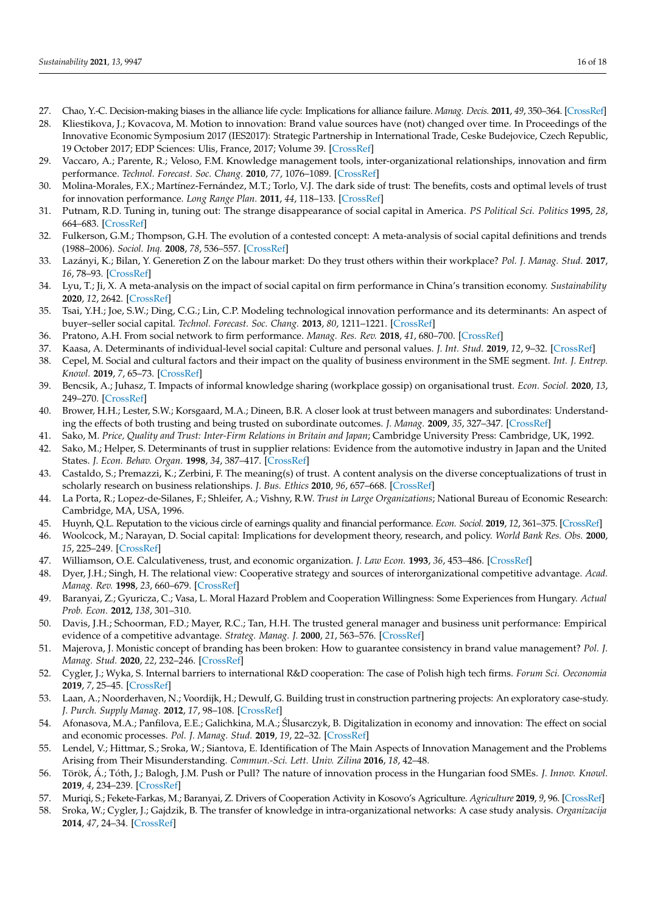27. Chao, Y.-C. Decision-making biases in the alliance life cycle: Implications for alliance failure. *Manag. Decis.* **2011**, *49*, 350–364. [CrossRef]
28. Kliestikova, J.; Kovacova, M. Motion to innovation: Brand value sources have (not) changed over time. In Proceedings of the Innovative Economic Symposium 2017 (IES2017): Strategic Partnership in International Trade, Ceske Budejovice, Czech Republic, 19 October 2017; EDP Sciences: Ulis, France, 2017; Volume 39. [CrossRef]
29. Vaccaro, A.; Parente, R.; Veloso, F.M. Knowledge management tools, inter-organizational relationships, innovation and firm performance. *Technol. Forecast. Soc. Chang.* **2010**, *77*, 1076–1089. [CrossRef]
30. Molina-Morales, F.X.; Martínez-Fernández, M.T.; Torlo, V.J. The dark side of trust: The benefits, costs and optimal levels of trust for innovation performance. *Long Range Plan.* **2011**, *44*, 118–133. [CrossRef]
31. Putnam, R.D. Tuning in, tuning out: The strange disappearance of social capital in America. *PS Political Sci. Politics* **1995**, *28*, 664–683. [CrossRef]
32. Fulkerson, G.M.; Thompson, G.H. The evolution of a contested concept: A meta-analysis of social capital definitions and trends (1988–2006). *Sociol. Inq.* **2008**, *78*, 536–557. [CrossRef]
33. Lazányi, K.; Bilan, Y. Generetion Z on the labour market: Do they trust others within their workplace? *Pol. J. Manag. Stud.* **2017**, *16*, 78–93. [CrossRef]
34. Lyu, T.; Ji, X. A meta-analysis on the impact of social capital on firm performance in China's transition economy. *Sustainability* **2020**, *12*, 2642. [CrossRef]
35. Tsai, Y.H.; Joe, S.W.; Ding, C.G.; Lin, C.P. Modeling technological innovation performance and its determinants: An aspect of buyer–seller social capital. *Technol. Forecast. Soc. Chang.* **2013**, *80*, 1211–1221. [CrossRef]
36. Pratono, A.H. From social network to firm performance. *Manag. Res. Rev.* **2018**, *41*, 680–700. [CrossRef]
37. Kaasa, A. Determinants of individual-level social capital: Culture and personal values. *J. Int. Stud.* **2019**, *12*, 9–32. [CrossRef]
38. Cepel, M. Social and cultural factors and their impact on the quality of business environment in the SME segment. *Int. J. Entrep. Knowl.* **2019**, *7*, 65–73. [CrossRef]
39. Bencsik, A.; Juhasz, T. Impacts of informal knowledge sharing (workplace gossip) on organisational trust. *Econ. Sociol.* **2020**, *13*, 249–270. [CrossRef]
40. Brower, H.H.; Lester, S.W.; Korsgaard, M.A.; Dineen, B.R. A closer look at trust between managers and subordinates: Understanding the effects of both trusting and being trusted on subordinate outcomes. *J. Manag.* **2009**, *35*, 327–347. [CrossRef]
41. Sako, M. *Price, Quality and Trust: Inter-Firm Relations in Britain and Japan*; Cambridge University Press: Cambridge, UK, 1992.
42. Sako, M.; Helper, S. Determinants of trust in supplier relations: Evidence from the automotive industry in Japan and the United States. *J. Econ. Behav. Organ.* **1998**, *34*, 387–417. [CrossRef]
43. Castaldo, S.; Premazzi, K.; Zerbini, F. The meaning(s) of trust. A content analysis on the diverse conceptualizations of trust in scholarly research on business relationships. *J. Bus. Ethics* **2010**, *96*, 657–668. [CrossRef]
44. La Porta, R.; Lopez-de-Silanes, F.; Shleifer, A.; Vishny, R.W. *Trust in Large Organizations*; National Bureau of Economic Research: Cambridge, MA, USA, 1996.
45. Huynh, Q.L. Reputation to the vicious circle of earnings quality and financial performance. *Econ. Sociol.* **2019**, *12*, 361–375. [CrossRef]
46. Woolcock, M.; Narayan, D. Social capital: Implications for development theory, research, and policy. *World Bank Res. Obs.* **2000**, *15*, 225–249. [CrossRef]
47. Williamson, O.E. Calculativeness, trust, and economic organization. *J. Law Econ.* **1993**, *36*, 453–486. [CrossRef]
48. Dyer, J.H.; Singh, H. The relational view: Cooperative strategy and sources of interorganizational competitive advantage. *Acad. Manag. Rev.* **1998**, *23*, 660–679. [CrossRef]
49. Baranyai, Z.; Gyuricza, C.; Vasa, L. Moral Hazard Problem and Cooperation Willingness: Some Experiences from Hungary. *Actual Prob. Econ.* **2012**, *138*, 301–310.
50. Davis, J.H.; Schoorman, F.D.; Mayer, R.C.; Tan, H.H. The trusted general manager and business unit performance: Empirical evidence of a competitive advantage. *Strateg. Manag. J.* **2000**, *21*, 563–576. [CrossRef]
51. Majerova, J. Monistic concept of branding has been broken: How to guarantee consistency in brand value management? *Pol. J. Manag. Stud.* **2020**, *22*, 232–246. [CrossRef]
52. Cygler, J.; Wyka, S. Internal barriers to international R&D cooperation: The case of Polish high tech firms. *Forum Sci. Oeconomia* **2019**, *7*, 25–45. [CrossRef]
53. Laan, A.; Noorderhaven, N.; Voordijk, H.; Dewulf, G. Building trust in construction partnering projects: An exploratory case-study. *J. Purch. Supply Manag.* **2012**, *17*, 98–108. [CrossRef]
54. Afonasova, M.A.; Panfilova, E.E.; Galichkina, M.A.; Ślusarczyk, B. Digitalization in economy and innovation: The effect on social and economic processes. *Pol. J. Manag. Stud.* **2019**, *19*, 22–32. [CrossRef]
55. Lendel, V.; Hittmar, S.; Sroka, W.; Siantova, E. Identification of The Main Aspects of Innovation Management and the Problems Arising from Their Misunderstanding. *Commun.-Sci. Lett. Univ. Zilina* **2016**, *18*, 42–48.
56. Török, Á.; Tóth, J.; Balogh, J.M. Push or Pull? The nature of innovation process in the Hungarian food SMEs. *J. Innov. Knowl.* **2019**, *4*, 234–239. [CrossRef]
57. Muriqi, S.; Fekete-Farkas, M.; Baranyai, Z. Drivers of Cooperation Activity in Kosovo's Agriculture. *Agriculture* **2019**, *9*, 96. [CrossRef]
58. Sroka, W.; Cygler, J.; Gajdzik, B. The transfer of knowledge in intra-organizational networks: A case study analysis. *Organizacija* **2014**, *47*, 24–34. [CrossRef]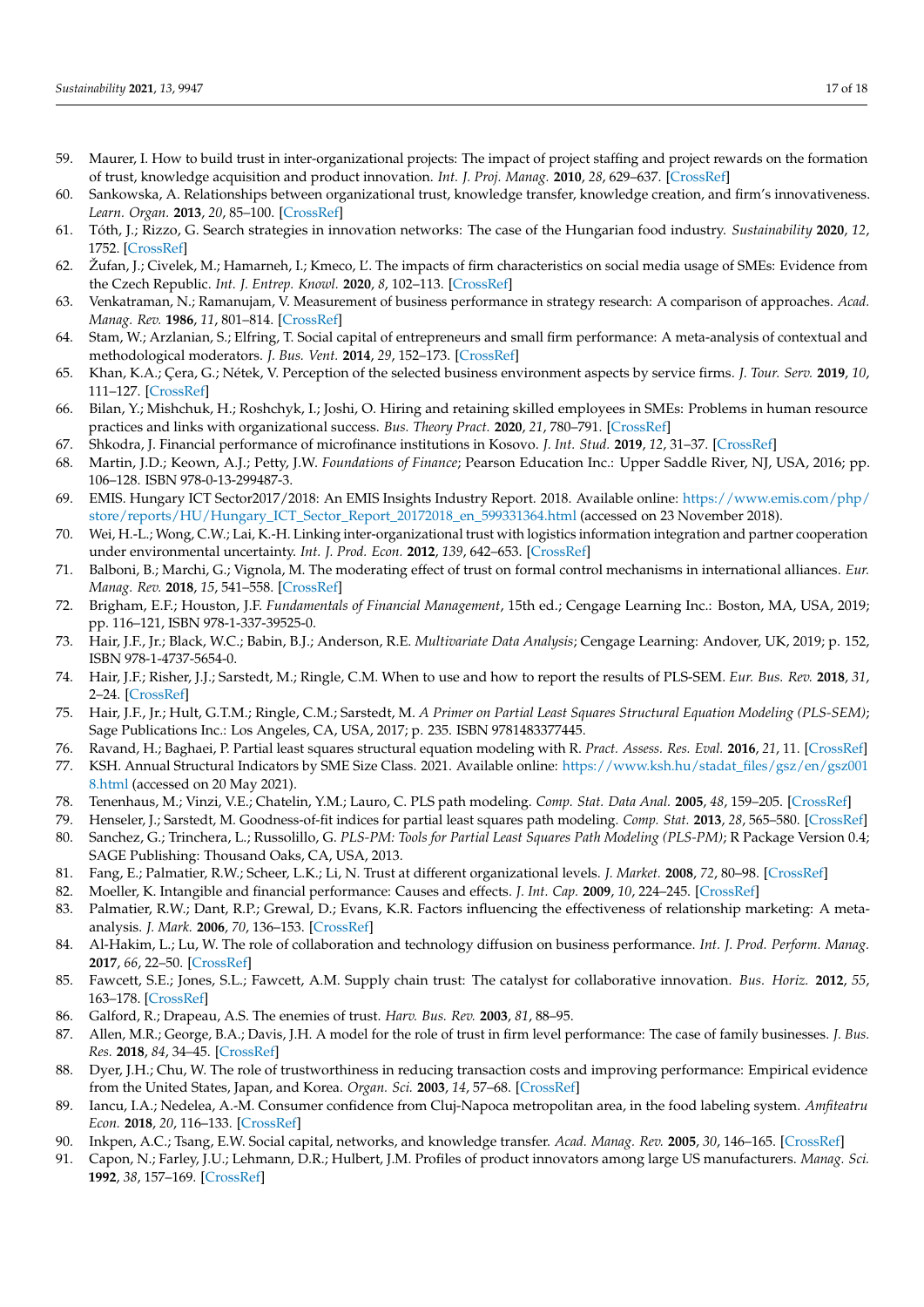59. Maurer, I. How to build trust in inter-organizational projects: The impact of project staffing and project rewards on the formation of trust, knowledge acquisition and product innovation. *Int. J. Proj. Manag.* **2010**, *28*, 629–637. [CrossRef]
60. Sankowska, A. Relationships between organizational trust, knowledge transfer, knowledge creation, and firm's innovativeness. *Learn. Organ.* **2013**, *20*, 85–100. [CrossRef]
61. Tóth, J.; Rizzo, G. Search strategies in innovation networks: The case of the Hungarian food industry. *Sustainability* **2020**, *12*, 1752. [CrossRef]
62. Žufan, J.; Civelek, M.; Hamarneh, I.; Kmeco, L'. The impacts of firm characteristics on social media usage of SMEs: Evidence from the Czech Republic. *Int. J. Entrep. Knowl.* **2020**, *8*, 102–113. [CrossRef]
63. Venkatraman, N.; Ramanujam, V. Measurement of business performance in strategy research: A comparison of approaches. *Acad. Manag. Rev.* **1986**, *11*, 801–814. [CrossRef]
64. Stam, W.; Arzlanian, S.; Elfring, T. Social capital of entrepreneurs and small firm performance: A meta-analysis of contextual and methodological moderators. *J. Bus. Vent.* **2014**, *29*, 152–173. [CrossRef]
65. Khan, K.A.; Çera, G.; Nétek, V. Perception of the selected business environment aspects by service firms. *J. Tour. Serv.* **2019**, *10*, 111–127. [CrossRef]
66. Bilan, Y.; Mishchuk, H.; Roshchyk, I.; Joshi, O. Hiring and retaining skilled employees in SMEs: Problems in human resource practices and links with organizational success. *Bus. Theory Pract.* **2020**, *21*, 780–791. [CrossRef]
67. Shkodra, J. Financial performance of microfinance institutions in Kosovo. *J. Int. Stud.* **2019**, *12*, 31–37. [CrossRef]
68. Martin, J.D.; Keown, A.J.; Petty, J.W. *Foundations of Finance*; Pearson Education Inc.: Upper Saddle River, NJ, USA, 2016; pp. 106–128. ISBN 978-0-13-299487-3.
69. EMIS. Hungary ICT Sector2017/2018: An EMIS Insights Industry Report. 2018. Available online: https://www.emis.com/php/store/reports/HU/Hungary_ICT_Sector_Report_20172018_en_599331364.html (accessed on 23 November 2018).
70. Wei, H.-L.; Wong, C.W.; Lai, K.-H. Linking inter-organizational trust with logistics information integration and partner cooperation under environmental uncertainty. *Int. J. Prod. Econ.* **2012**, *139*, 642–653. [CrossRef]
71. Balboni, B.; Marchi, G.; Vignola, M. The moderating effect of trust on formal control mechanisms in international alliances. *Eur. Manag. Rev.* **2018**, *15*, 541–558. [CrossRef]
72. Brigham, E.F.; Houston, J.F. *Fundamentals of Financial Management*, 15th ed.; Cengage Learning Inc.: Boston, MA, USA, 2019; pp. 116–121, ISBN 978-1-337-39525-0.
73. Hair, J.F., Jr.; Black, W.C.; Babin, B.J.; Anderson, R.E. *Multivariate Data Analysis*; Cengage Learning: Andover, UK, 2019; p. 152, ISBN 978-1-4737-5654-0.
74. Hair, J.F.; Risher, J.J.; Sarstedt, M.; Ringle, C.M. When to use and how to report the results of PLS-SEM. *Eur. Bus. Rev.* **2018**, *31*, 2–24. [CrossRef]
75. Hair, J.F., Jr.; Hult, G.T.M.; Ringle, C.M.; Sarstedt, M. *A Primer on Partial Least Squares Structural Equation Modeling (PLS-SEM)*; Sage Publications Inc.: Los Angeles, CA, USA, 2017; p. 235. ISBN 9781483377445.
76. Ravand, H.; Baghaei, P. Partial least squares structural equation modeling with R. *Pract. Assess. Res. Eval.* **2016**, *21*, 11. [CrossRef]
77. KSH. Annual Structural Indicators by SME Size Class. 2021. Available online: https://www.ksh.hu/stadat_files/gsz/en/gsz0018.html (accessed on 20 May 2021).
78. Tenenhaus, M.; Vinzi, V.E.; Chatelin, Y.M.; Lauro, C. PLS path modeling. *Comp. Stat. Data Anal.* **2005**, *48*, 159–205. [CrossRef]
79. Henseler, J.; Sarstedt, M. Goodness-of-fit indices for partial least squares path modeling. *Comp. Stat.* **2013**, *28*, 565–580. [CrossRef]
80. Sanchez, G.; Trinchera, L.; Russolillo, G. *PLS-PM: Tools for Partial Least Squares Path Modeling (PLS-PM)*; R Package Version 0.4; SAGE Publishing: Thousand Oaks, CA, USA, 2013.
81. Fang, E.; Palmatier, R.W.; Scheer, L.K.; Li, N. Trust at different organizational levels. *J. Market.* **2008**, *72*, 80–98. [CrossRef]
82. Moeller, K. Intangible and financial performance: Causes and effects. *J. Int. Cap.* **2009**, *10*, 224–245. [CrossRef]
83. Palmatier, R.W.; Dant, R.P.; Grewal, D.; Evans, K.R. Factors influencing the effectiveness of relationship marketing: A meta-analysis. *J. Mark.* **2006**, *70*, 136–153. [CrossRef]
84. Al-Hakim, L.; Lu, W. The role of collaboration and technology diffusion on business performance. *Int. J. Prod. Perform. Manag.* **2017**, *66*, 22–50. [CrossRef]
85. Fawcett, S.E.; Jones, S.L.; Fawcett, A.M. Supply chain trust: The catalyst for collaborative innovation. *Bus. Horiz.* **2012**, *55*, 163–178. [CrossRef]
86. Galford, R.; Drapeau, A.S. The enemies of trust. *Harv. Bus. Rev.* **2003**, *81*, 88–95.
87. Allen, M.R.; George, B.A.; Davis, J.H. A model for the role of trust in firm level performance: The case of family businesses. *J. Bus. Res.* **2018**, *84*, 34–45. [CrossRef]
88. Dyer, J.H.; Chu, W. The role of trustworthiness in reducing transaction costs and improving performance: Empirical evidence from the United States, Japan, and Korea. *Organ. Sci.* **2003**, *14*, 57–68. [CrossRef]
89. Iancu, I.A.; Nedelea, A.-M. Consumer confidence from Cluj-Napoca metropolitan area, in the food labeling system. *Amfiteatru Econ.* **2018**, *20*, 116–133. [CrossRef]
90. Inkpen, A.C.; Tsang, E.W. Social capital, networks, and knowledge transfer. *Acad. Manag. Rev.* **2005**, *30*, 146–165. [CrossRef]
91. Capon, N.; Farley, J.U.; Lehmann, D.R.; Hulbert, J.M. Profiles of product innovators among large US manufacturers. *Manag. Sci.* **1992**, *38*, 157–169. [CrossRef]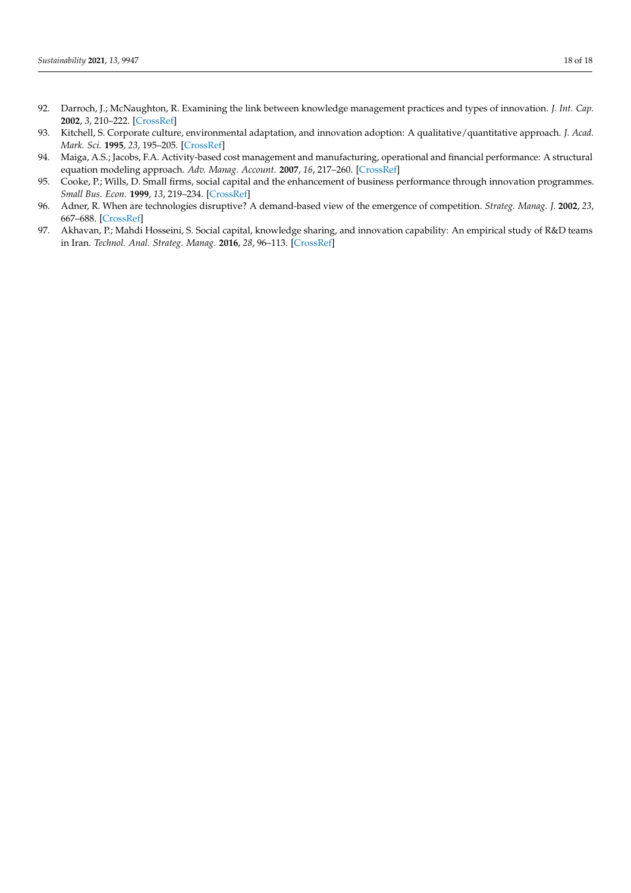92. Darroch, J.; McNaughton, R. Examining the link between knowledge management practices and types of innovation. *J. Int. Cap.* **2002**, *3*, 210–222. [CrossRef]
93. Kitchell, S. Corporate culture, environmental adaptation, and innovation adoption: A qualitative/quantitative approach. *J. Acad. Mark. Sci.* **1995**, *23*, 195–205. [CrossRef]
94. Maiga, A.S.; Jacobs, F.A. Activity-based cost management and manufacturing, operational and financial performance: A structural equation modeling approach. *Adv. Manag. Account.* **2007**, *16*, 217–260. [CrossRef]
95. Cooke, P.; Wills, D. Small firms, social capital and the enhancement of business performance through innovation programmes. *Small Bus. Econ.* **1999**, *13*, 219–234. [CrossRef]
96. Adner, R. When are technologies disruptive? A demand-based view of the emergence of competition. *Strateg. Manag. J.* **2002**, *23*, 667–688. [CrossRef]
97. Akhavan, P.; Mahdi Hosseini, S. Social capital, knowledge sharing, and innovation capability: An empirical study of R&D teams in Iran. *Technol. Anal. Strateg. Manag.* **2016**, *28*, 96–113. [CrossRef]